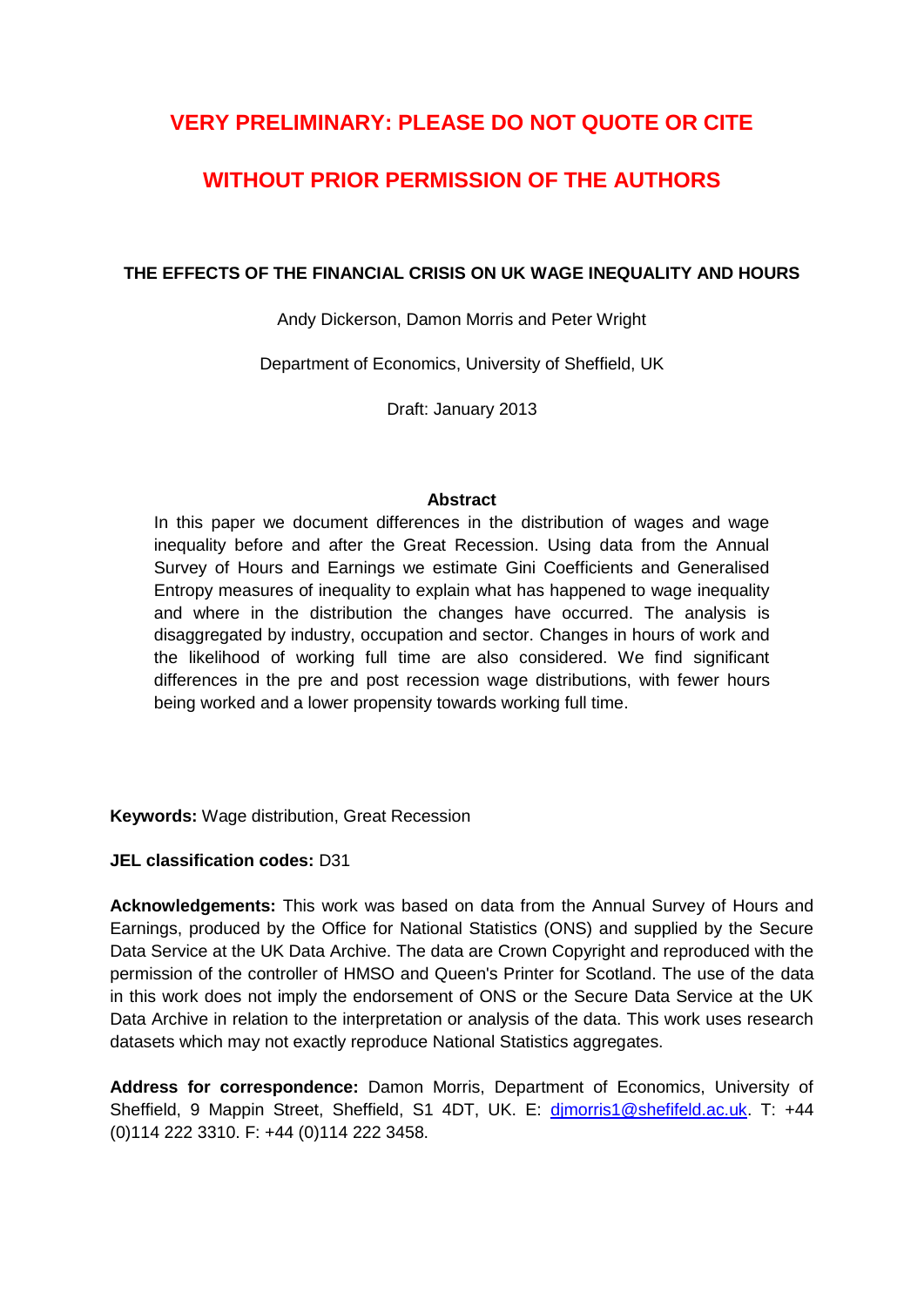**VERY PRELIMINARY: PLEASE DO NOT QUOTE OR CITE**

**WITHOUT PRIOR PERMISSION OF THE AUTHORS**

# THE EFFECTS OF THE FINANCIAL CRISIS ON UK WAGE INEQUALITY AND HOURS

Andy Dickerson, Damon Morris and Peter Wright

Department of Economics, University of Sheffield, UK

Draft: January 2013

### Abstract

In this paper we document differences in the distribution of wages and wage inequality before and after the Great Recession. Using data from the Annual Survey of Hours and Earnings we estimate Gini Coefficients and Generalised Entropy measures of inequality to explain what has happened to wage inequality and where in the distribution the changes have occurred. The analysis is disaggregated by industry, occupation and sector. Changes in hours of work and the likelihood of working full time are also considered. We find significant differences in the pre and post recession wage distributions, with fewer hours being worked and a lower propensity towards working full time.

**Keywords:** Wage distribution, Great Recession

**JEL classification codes:** D31

**Acknowledgements:** This work was based on data from the Annual Survey of Hours and Earnings, produced by the Office for National Statistics (ONS) and supplied by the Secure Data Service at the UK Data Archive. The data are Crown Copyright and reproduced with the permission of the controller of HMSO and Queen's Printer for Scotland. The use of the data in this work does not imply the endorsement of ONS or the Secure Data Service at the UK Data Archive in relation to the interpretation or analysis of the data. This work uses research datasets which may not exactly reproduce National Statistics aggregates.

**Address for correspondence:** Damon Morris, Department of Economics, University of Sheffield, 9 Mappin Street, Sheffield, S1 4DT, UK. E: djmorris1@shefifeld.ac.uk. T: +44 (0)114 222 3310. F: +44 (0)114 222 3458.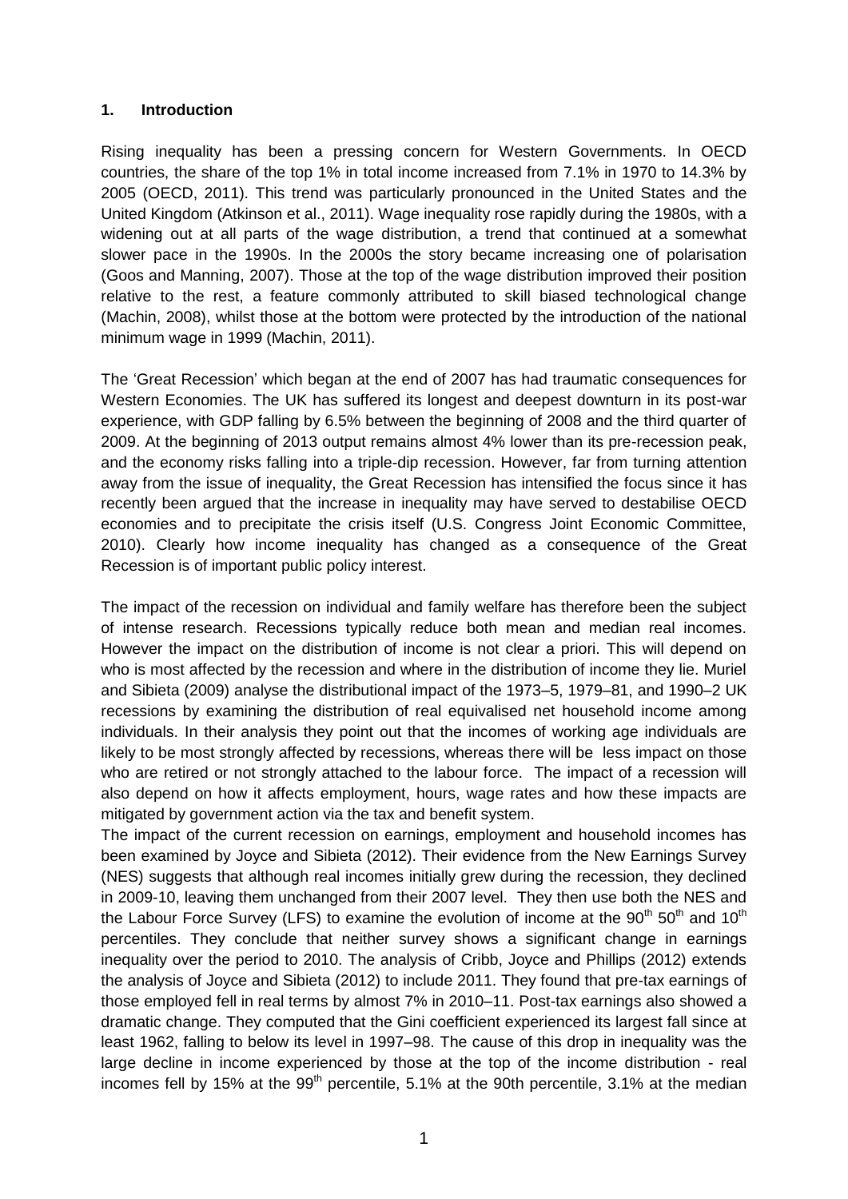## 1. Introduction

Rising inequality has been a pressing concern for Western Governments. In OECD countries, the share of the top 1% in total income increased from 7.1% in 1970 to 14.3% by 2005 (OECD, 2011). This trend was particularly pronounced in the United States and the United Kingdom (Atkinson et al., 2011). Wage inequality rose rapidly during the 1980s, with a widening out at all parts of the wage distribution, a trend that continued at a somewhat slower pace in the 1990s. In the 2000s the story became increasing one of polarisation (Goos and Manning, 2007). Those at the top of the wage distribution improved their position relative to the rest, a feature commonly attributed to skill biased technological change (Machin, 2008), whilst those at the bottom were protected by the introduction of the national minimum wage in 1999 (Machin, 2011).

The 'Great Recession' which began at the end of 2007 has had traumatic consequences for Western Economies. The UK has suffered its longest and deepest downturn in its post-war experience, with GDP falling by 6.5% between the beginning of 2008 and the third quarter of 2009. At the beginning of 2013 output remains almost 4% lower than its pre-recession peak, and the economy risks falling into a triple-dip recession. However, far from turning attention away from the issue of inequality, the Great Recession has intensified the focus since it has recently been argued that the increase in inequality may have served to destabilise OECD economies and to precipitate the crisis itself (U.S. Congress Joint Economic Committee, 2010). Clearly how income inequality has changed as a consequence of the Great Recession is of important public policy interest.

The impact of the recession on individual and family welfare has therefore been the subject of intense research. Recessions typically reduce both mean and median real incomes. However the impact on the distribution of income is not clear a priori. This will depend on who is most affected by the recession and where in the distribution of income they lie. Muriel and Sibieta (2009) analyse the distributional impact of the 1973–5, 1979–81, and 1990–2 UK recessions by examining the distribution of real equivalised net household income among individuals. In their analysis they point out that the incomes of working age individuals are likely to be most strongly affected by recessions, whereas there will be less impact on those who are retired or not strongly attached to the labour force. The impact of a recession will also depend on how it affects employment, hours, wage rates and how these impacts are mitigated by government action via the tax and benefit system.

The impact of the current recession on earnings, employment and household incomes has been examined by Joyce and Sibieta (2012). Their evidence from the New Earnings Survey (NES) suggests that although real incomes initially grew during the recession, they declined in 2009-10, leaving them unchanged from their 2007 level. They then use both the NES and the Labour Force Survey (LFS) to examine the evolution of income at the 90th 50th and 10th percentiles. They conclude that neither survey shows a significant change in earnings inequality over the period to 2010. The analysis of Cribb, Joyce and Phillips (2012) extends the analysis of Joyce and Sibieta (2012) to include 2011. They found that pre-tax earnings of those employed fell in real terms by almost 7% in 2010–11. Post-tax earnings also showed a dramatic change. They computed that the Gini coefficient experienced its largest fall since at least 1962, falling to below its level in 1997–98. The cause of this drop in inequality was the large decline in income experienced by those at the top of the income distribution - real incomes fell by 15% at the 99th percentile, 5.1% at the 90th percentile, 3.1% at the median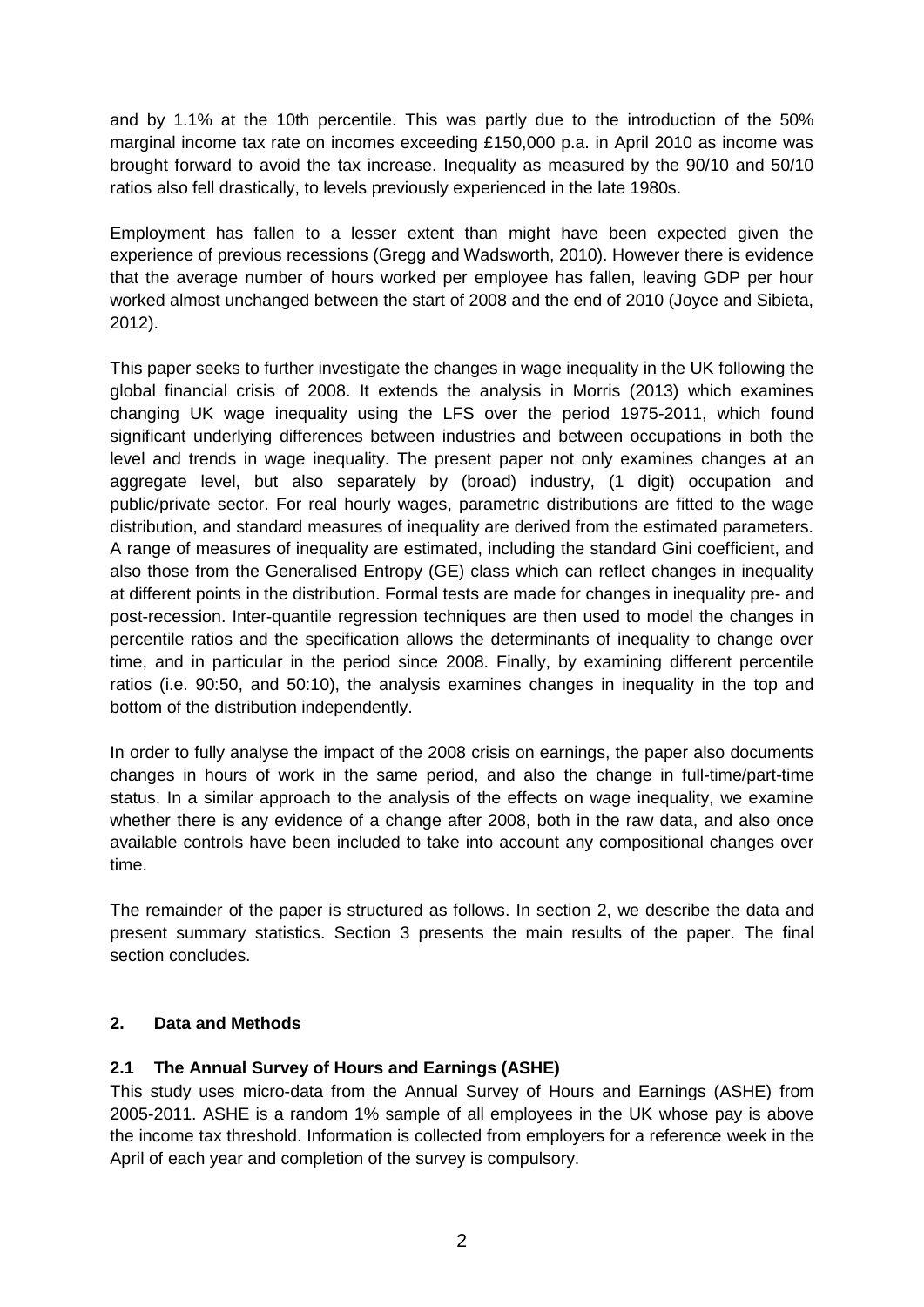and by 1.1% at the 10th percentile. This was partly due to the introduction of the 50% marginal income tax rate on incomes exceeding £150,000 p.a. in April 2010 as income was brought forward to avoid the tax increase. Inequality as measured by the 90/10 and 50/10 ratios also fell drastically, to levels previously experienced in the late 1980s.

Employment has fallen to a lesser extent than might have been expected given the experience of previous recessions (Gregg and Wadsworth, 2010). However there is evidence that the average number of hours worked per employee has fallen, leaving GDP per hour worked almost unchanged between the start of 2008 and the end of 2010 (Joyce and Sibieta, 2012).

This paper seeks to further investigate the changes in wage inequality in the UK following the global financial crisis of 2008. It extends the analysis in Morris (2013) which examines changing UK wage inequality using the LFS over the period 1975-2011, which found significant underlying differences between industries and between occupations in both the level and trends in wage inequality. The present paper not only examines changes at an aggregate level, but also separately by (broad) industry, (1 digit) occupation and public/private sector. For real hourly wages, parametric distributions are fitted to the wage distribution, and standard measures of inequality are derived from the estimated parameters. A range of measures of inequality are estimated, including the standard Gini coefficient, and also those from the Generalised Entropy (GE) class which can reflect changes in inequality at different points in the distribution. Formal tests are made for changes in inequality pre- and post-recession. Inter-quantile regression techniques are then used to model the changes in percentile ratios and the specification allows the determinants of inequality to change over time, and in particular in the period since 2008. Finally, by examining different percentile ratios (i.e. 90:50, and 50:10), the analysis examines changes in inequality in the top and bottom of the distribution independently.

In order to fully analyse the impact of the 2008 crisis on earnings, the paper also documents changes in hours of work in the same period, and also the change in full-time/part-time status. In a similar approach to the analysis of the effects on wage inequality, we examine whether there is any evidence of a change after 2008, both in the raw data, and also once available controls have been included to take into account any compositional changes over time.

The remainder of the paper is structured as follows. In section 2, we describe the data and present summary statistics. Section 3 presents the main results of the paper. The final section concludes.

## 2. Data and Methods

### 2.1 The Annual Survey of Hours and Earnings (ASHE)

This study uses micro-data from the Annual Survey of Hours and Earnings (ASHE) from 2005-2011. ASHE is a random 1% sample of all employees in the UK whose pay is above the income tax threshold. Information is collected from employers for a reference week in the April of each year and completion of the survey is compulsory.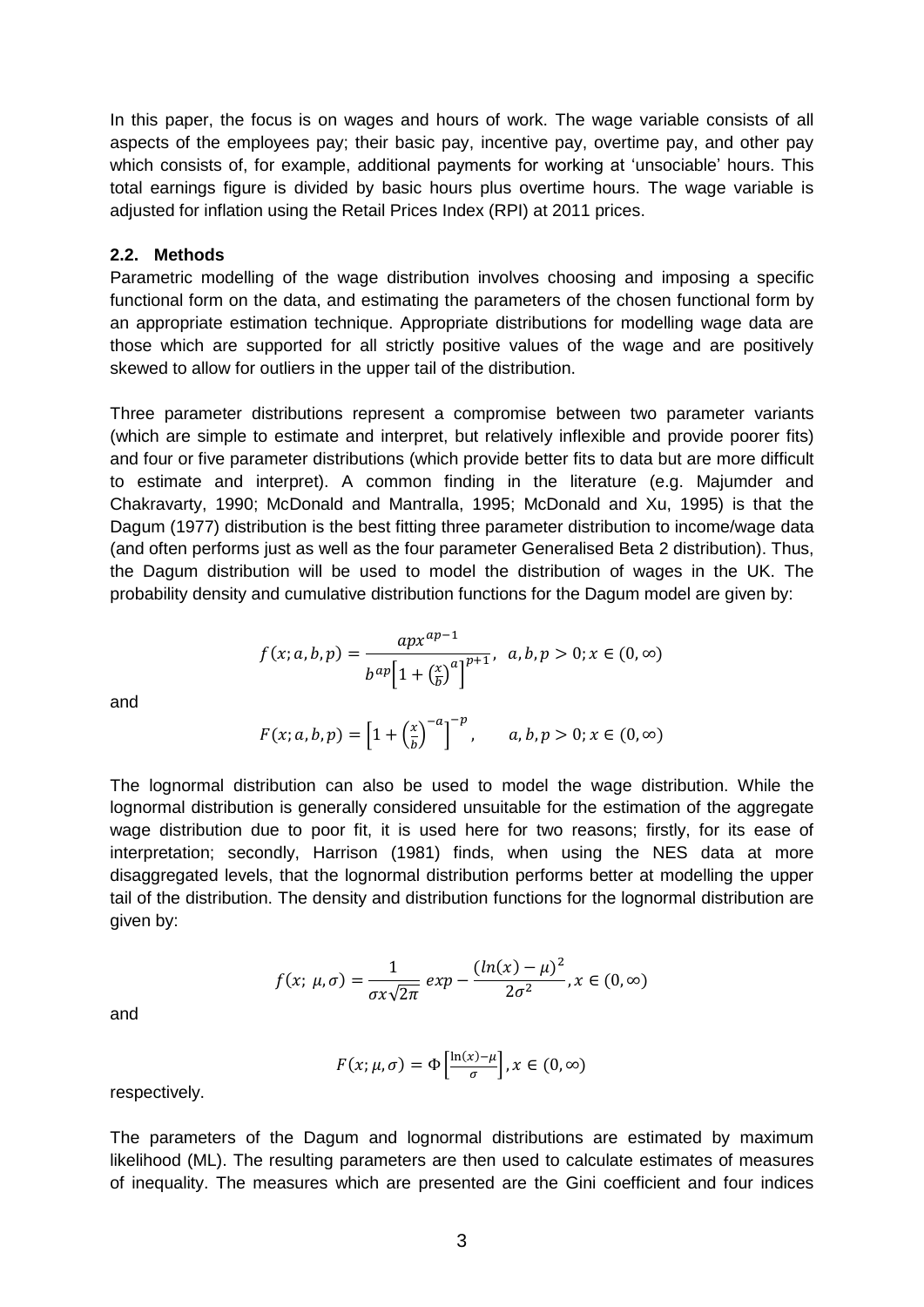In this paper, the focus is on wages and hours of work. The wage variable consists of all aspects of the employees pay; their basic pay, incentive pay, overtime pay, and other pay which consists of, for example, additional payments for working at 'unsociable' hours. This total earnings figure is divided by basic hours plus overtime hours. The wage variable is adjusted for inflation using the Retail Prices Index (RPI) at 2011 prices.

### 2.2. Methods

Parametric modelling of the wage distribution involves choosing and imposing a specific functional form on the data, and estimating the parameters of the chosen functional form by an appropriate estimation technique. Appropriate distributions for modelling wage data are those which are supported for all strictly positive values of the wage and are positively skewed to allow for outliers in the upper tail of the distribution.

Three parameter distributions represent a compromise between two parameter variants (which are simple to estimate and interpret, but relatively inflexible and provide poorer fits) and four or five parameter distributions (which provide better fits to data but are more difficult to estimate and interpret). A common finding in the literature (e.g. Majumder and Chakravarty, 1990; McDonald and Mantralla, 1995; McDonald and Xu, 1995) is that the Dagum (1977) distribution is the best fitting three parameter distribution to income/wage data (and often performs just as well as the four parameter Generalised Beta 2 distribution). Thus, the Dagum distribution will be used to model the distribution of wages in the UK. The probability density and cumulative distribution functions for the Dagum model are given by:

$$f(x; a, b, p) = \frac{apx^{ap-1}}{b^{ap}\left[1 + \left(\frac{x}{b}\right)^{a}\right]^{p+1}}, \quad a, b, p > 0; x \in (0, \infty)$$

and

$$F(x; a, b, p) = \left[1 + \left(\frac{x}{b}\right)^{-a}\right]^{-p}, \qquad a, b, p > 0; x \in (0, \infty)$$

The lognormal distribution can also be used to model the wage distribution. While the lognormal distribution is generally considered unsuitable for the estimation of the aggregate wage distribution due to poor fit, it is used here for two reasons; firstly, for its ease of interpretation; secondly, Harrison (1981) finds, when using the NES data at more disaggregated levels, that the lognormal distribution performs better at modelling the upper tail of the distribution. The density and distribution functions for the lognormal distribution are given by:

$$f(x;\ \mu, \sigma) = \frac{1}{\sigma x\sqrt{2\pi}}\ exp - \frac{(ln(x) - \mu)^2}{2\sigma^2}, x \in (0, \infty)$$

and

$$F(x; \mu, \sigma) = \Phi\left[\frac{\ln(x) - \mu}{\sigma}\right], x \in (0, \infty)$$

respectively.

The parameters of the Dagum and lognormal distributions are estimated by maximum likelihood (ML). The resulting parameters are then used to calculate estimates of measures of inequality. The measures which are presented are the Gini coefficient and four indices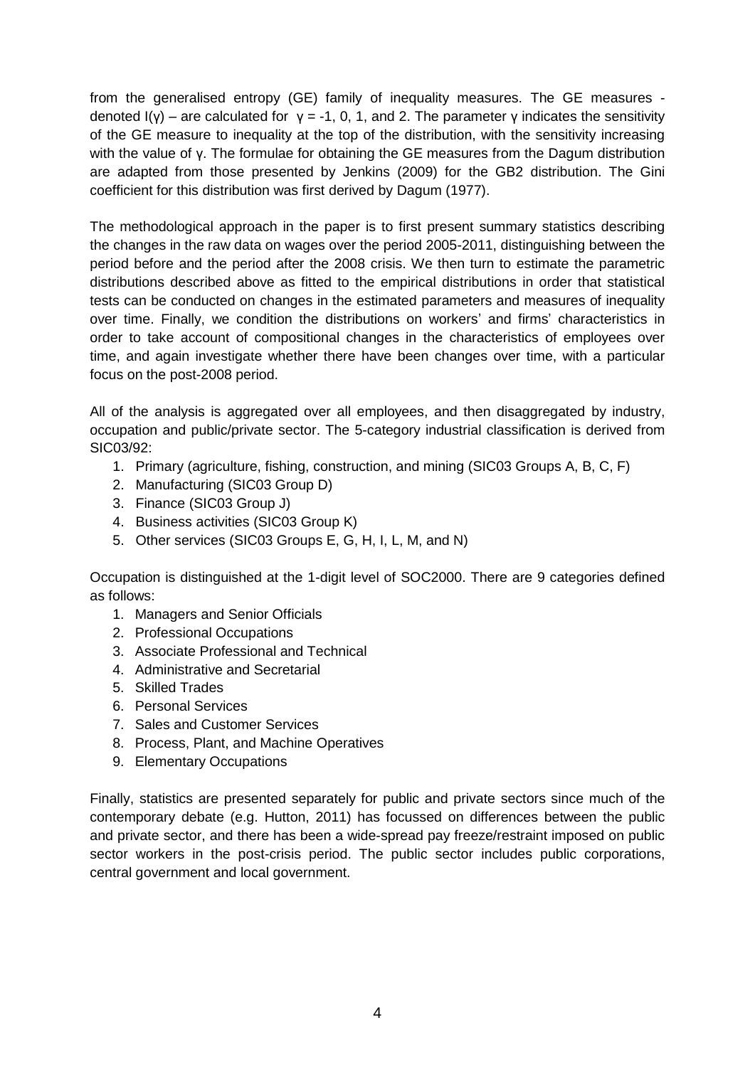from the generalised entropy (GE) family of inequality measures. The GE measures - denoted $I(\gamma)$ – are calculated for $\gamma = -1, 0, 1$, and 2. The parameter $\gamma$ indicates the sensitivity of the GE measure to inequality at the top of the distribution, with the sensitivity increasing with the value of $\gamma$. The formulae for obtaining the GE measures from the Dagum distribution are adapted from those presented by Jenkins (2009) for the GB2 distribution. The Gini coefficient for this distribution was first derived by Dagum (1977).

The methodological approach in the paper is to first present summary statistics describing the changes in the raw data on wages over the period 2005-2011, distinguishing between the period before and the period after the 2008 crisis. We then turn to estimate the parametric distributions described above as fitted to the empirical distributions in order that statistical tests can be conducted on changes in the estimated parameters and measures of inequality over time. Finally, we condition the distributions on workers' and firms' characteristics in order to take account of compositional changes in the characteristics of employees over time, and again investigate whether there have been changes over time, with a particular focus on the post-2008 period.

All of the analysis is aggregated over all employees, and then disaggregated by industry, occupation and public/private sector. The 5-category industrial classification is derived from SIC03/92:

1. Primary (agriculture, fishing, construction, and mining (SIC03 Groups A, B, C, F)
2. Manufacturing (SIC03 Group D)
3. Finance (SIC03 Group J)
4. Business activities (SIC03 Group K)
5. Other services (SIC03 Groups E, G, H, I, L, M, and N)

Occupation is distinguished at the 1-digit level of SOC2000. There are 9 categories defined as follows:

1. Managers and Senior Officials
2. Professional Occupations
3. Associate Professional and Technical
4. Administrative and Secretarial
5. Skilled Trades
6. Personal Services
7. Sales and Customer Services
8. Process, Plant, and Machine Operatives
9. Elementary Occupations

Finally, statistics are presented separately for public and private sectors since much of the contemporary debate (e.g. Hutton, 2011) has focussed on differences between the public and private sector, and there has been a wide-spread pay freeze/restraint imposed on public sector workers in the post-crisis period. The public sector includes public corporations, central government and local government.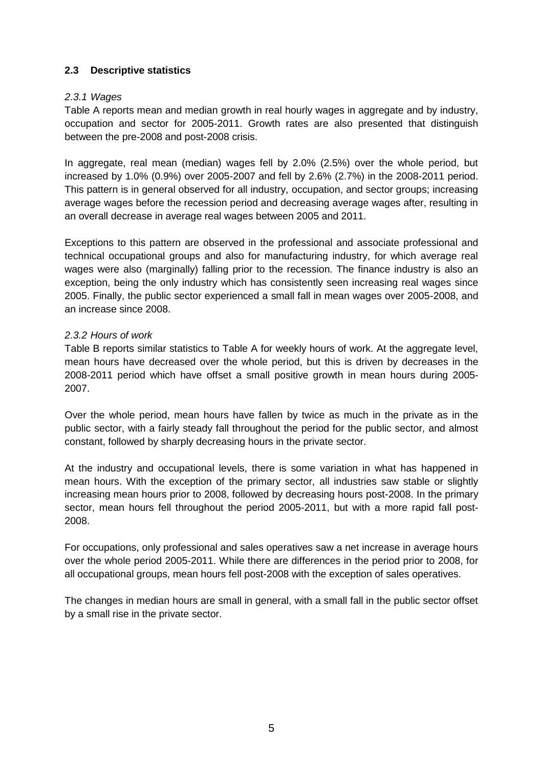### 2.3 Descriptive statistics

*2.3.1 Wages*

Table A reports mean and median growth in real hourly wages in aggregate and by industry, occupation and sector for 2005-2011. Growth rates are also presented that distinguish between the pre-2008 and post-2008 crisis.

In aggregate, real mean (median) wages fell by 2.0% (2.5%) over the whole period, but increased by 1.0% (0.9%) over 2005-2007 and fell by 2.6% (2.7%) in the 2008-2011 period. This pattern is in general observed for all industry, occupation, and sector groups; increasing average wages before the recession period and decreasing average wages after, resulting in an overall decrease in average real wages between 2005 and 2011.

Exceptions to this pattern are observed in the professional and associate professional and technical occupational groups and also for manufacturing industry, for which average real wages were also (marginally) falling prior to the recession. The finance industry is also an exception, being the only industry which has consistently seen increasing real wages since 2005. Finally, the public sector experienced a small fall in mean wages over 2005-2008, and an increase since 2008.

*2.3.2 Hours of work*

Table B reports similar statistics to Table A for weekly hours of work. At the aggregate level, mean hours have decreased over the whole period, but this is driven by decreases in the 2008-2011 period which have offset a small positive growth in mean hours during 2005-2007.

Over the whole period, mean hours have fallen by twice as much in the private as in the public sector, with a fairly steady fall throughout the period for the public sector, and almost constant, followed by sharply decreasing hours in the private sector.

At the industry and occupational levels, there is some variation in what has happened in mean hours. With the exception of the primary sector, all industries saw stable or slightly increasing mean hours prior to 2008, followed by decreasing hours post-2008. In the primary sector, mean hours fell throughout the period 2005-2011, but with a more rapid fall post-2008.

For occupations, only professional and sales operatives saw a net increase in average hours over the whole period 2005-2011. While there are differences in the period prior to 2008, for all occupational groups, mean hours fell post-2008 with the exception of sales operatives.

The changes in median hours are small in general, with a small fall in the public sector offset by a small rise in the private sector.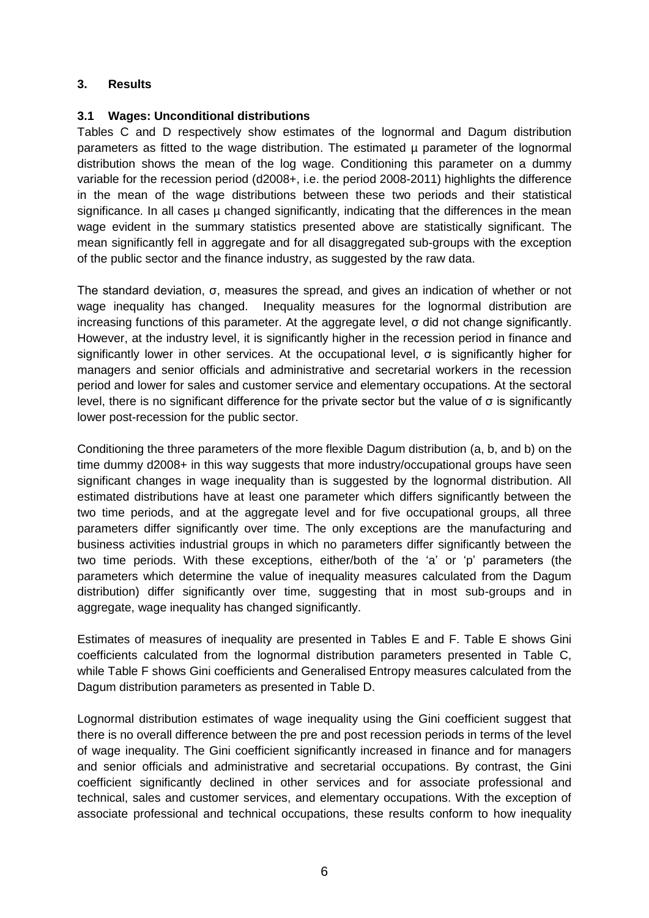## 3. Results

### 3.1 Wages: Unconditional distributions

Tables C and D respectively show estimates of the lognormal and Dagum distribution parameters as fitted to the wage distribution. The estimated μ parameter of the lognormal distribution shows the mean of the log wage. Conditioning this parameter on a dummy variable for the recession period (d2008+, i.e. the period 2008-2011) highlights the difference in the mean of the wage distributions between these two periods and their statistical significance. In all cases μ changed significantly, indicating that the differences in the mean wage evident in the summary statistics presented above are statistically significant. The mean significantly fell in aggregate and for all disaggregated sub-groups with the exception of the public sector and the finance industry, as suggested by the raw data.

The standard deviation, σ, measures the spread, and gives an indication of whether or not wage inequality has changed. Inequality measures for the lognormal distribution are increasing functions of this parameter. At the aggregate level, σ did not change significantly. However, at the industry level, it is significantly higher in the recession period in finance and significantly lower in other services. At the occupational level, σ is significantly higher for managers and senior officials and administrative and secretarial workers in the recession period and lower for sales and customer service and elementary occupations. At the sectoral level, there is no significant difference for the private sector but the value of σ is significantly lower post-recession for the public sector.

Conditioning the three parameters of the more flexible Dagum distribution (a, b, and b) on the time dummy d2008+ in this way suggests that more industry/occupational groups have seen significant changes in wage inequality than is suggested by the lognormal distribution. All estimated distributions have at least one parameter which differs significantly between the two time periods, and at the aggregate level and for five occupational groups, all three parameters differ significantly over time. The only exceptions are the manufacturing and business activities industrial groups in which no parameters differ significantly between the two time periods. With these exceptions, either/both of the 'a' or 'p' parameters (the parameters which determine the value of inequality measures calculated from the Dagum distribution) differ significantly over time, suggesting that in most sub-groups and in aggregate, wage inequality has changed significantly.

Estimates of measures of inequality are presented in Tables E and F. Table E shows Gini coefficients calculated from the lognormal distribution parameters presented in Table C, while Table F shows Gini coefficients and Generalised Entropy measures calculated from the Dagum distribution parameters as presented in Table D.

Lognormal distribution estimates of wage inequality using the Gini coefficient suggest that there is no overall difference between the pre and post recession periods in terms of the level of wage inequality. The Gini coefficient significantly increased in finance and for managers and senior officials and administrative and secretarial occupations. By contrast, the Gini coefficient significantly declined in other services and for associate professional and technical, sales and customer services, and elementary occupations. With the exception of associate professional and technical occupations, these results conform to how inequality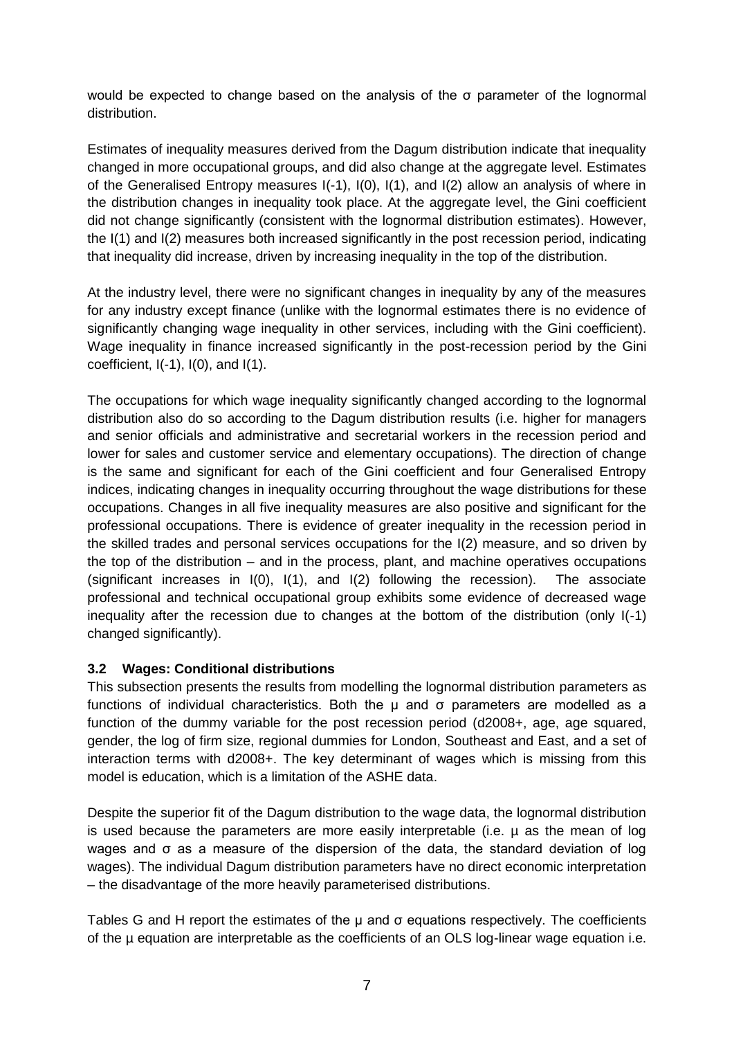would be expected to change based on the analysis of the $\sigma$ parameter of the lognormal distribution.

Estimates of inequality measures derived from the Dagum distribution indicate that inequality changed in more occupational groups, and did also change at the aggregate level. Estimates of the Generalised Entropy measures I(-1), I(0), I(1), and I(2) allow an analysis of where in the distribution changes in inequality took place. At the aggregate level, the Gini coefficient did not change significantly (consistent with the lognormal distribution estimates). However, the I(1) and I(2) measures both increased significantly in the post recession period, indicating that inequality did increase, driven by increasing inequality in the top of the distribution.

At the industry level, there were no significant changes in inequality by any of the measures for any industry except finance (unlike with the lognormal estimates there is no evidence of significantly changing wage inequality in other services, including with the Gini coefficient). Wage inequality in finance increased significantly in the post-recession period by the Gini coefficient, I(-1), I(0), and I(1).

The occupations for which wage inequality significantly changed according to the lognormal distribution also do so according to the Dagum distribution results (i.e. higher for managers and senior officials and administrative and secretarial workers in the recession period and lower for sales and customer service and elementary occupations). The direction of change is the same and significant for each of the Gini coefficient and four Generalised Entropy indices, indicating changes in inequality occurring throughout the wage distributions for these occupations. Changes in all five inequality measures are also positive and significant for the professional occupations. There is evidence of greater inequality in the recession period in the skilled trades and personal services occupations for the I(2) measure, and so driven by the top of the distribution – and in the process, plant, and machine operatives occupations (significant increases in I(0), I(1), and I(2) following the recession). The associate professional and technical occupational group exhibits some evidence of decreased wage inequality after the recession due to changes at the bottom of the distribution (only I(-1) changed significantly).

### 3.2 Wages: Conditional distributions

This subsection presents the results from modelling the lognormal distribution parameters as functions of individual characteristics. Both the $\mu$ and $\sigma$ parameters are modelled as a function of the dummy variable for the post recession period (d2008+, age, age squared, gender, the log of firm size, regional dummies for London, Southeast and East, and a set of interaction terms with d2008+. The key determinant of wages which is missing from this model is education, which is a limitation of the ASHE data.

Despite the superior fit of the Dagum distribution to the wage data, the lognormal distribution is used because the parameters are more easily interpretable (i.e. $\mu$ as the mean of log wages and $\sigma$ as a measure of the dispersion of the data, the standard deviation of log wages). The individual Dagum distribution parameters have no direct economic interpretation – the disadvantage of the more heavily parameterised distributions.

Tables G and H report the estimates of the $\mu$ and $\sigma$ equations respectively. The coefficients of the $\mu$ equation are interpretable as the coefficients of an OLS log-linear wage equation i.e.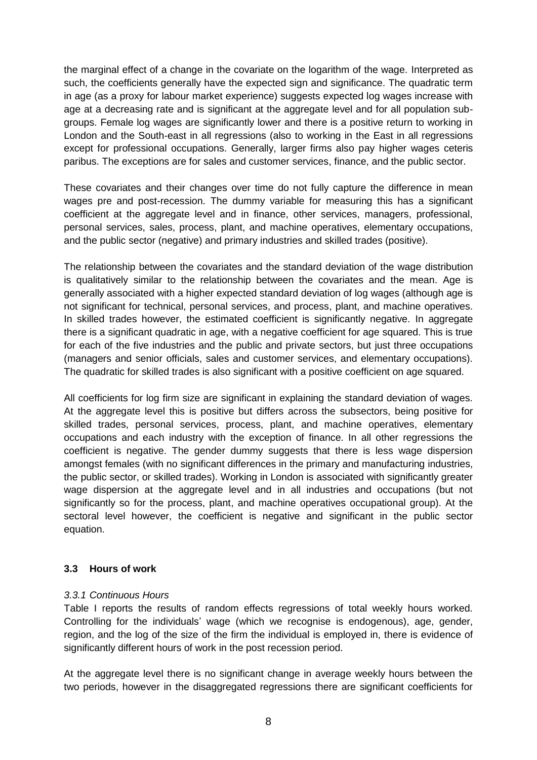the marginal effect of a change in the covariate on the logarithm of the wage. Interpreted as such, the coefficients generally have the expected sign and significance. The quadratic term in age (as a proxy for labour market experience) suggests expected log wages increase with age at a decreasing rate and is significant at the aggregate level and for all population sub-groups. Female log wages are significantly lower and there is a positive return to working in London and the South-east in all regressions (also to working in the East in all regressions except for professional occupations. Generally, larger firms also pay higher wages ceteris paribus. The exceptions are for sales and customer services, finance, and the public sector.

These covariates and their changes over time do not fully capture the difference in mean wages pre and post-recession. The dummy variable for measuring this has a significant coefficient at the aggregate level and in finance, other services, managers, professional, personal services, sales, process, plant, and machine operatives, elementary occupations, and the public sector (negative) and primary industries and skilled trades (positive).

The relationship between the covariates and the standard deviation of the wage distribution is qualitatively similar to the relationship between the covariates and the mean. Age is generally associated with a higher expected standard deviation of log wages (although age is not significant for technical, personal services, and process, plant, and machine operatives. In skilled trades however, the estimated coefficient is significantly negative. In aggregate there is a significant quadratic in age, with a negative coefficient for age squared. This is true for each of the five industries and the public and private sectors, but just three occupations (managers and senior officials, sales and customer services, and elementary occupations). The quadratic for skilled trades is also significant with a positive coefficient on age squared.

All coefficients for log firm size are significant in explaining the standard deviation of wages. At the aggregate level this is positive but differs across the subsectors, being positive for skilled trades, personal services, process, plant, and machine operatives, elementary occupations and each industry with the exception of finance. In all other regressions the coefficient is negative. The gender dummy suggests that there is less wage dispersion amongst females (with no significant differences in the primary and manufacturing industries, the public sector, or skilled trades). Working in London is associated with significantly greater wage dispersion at the aggregate level and in all industries and occupations (but not significantly so for the process, plant, and machine operatives occupational group). At the sectoral level however, the coefficient is negative and significant in the public sector equation.

### 3.3 Hours of work

#### *3.3.1 Continuous Hours*

Table I reports the results of random effects regressions of total weekly hours worked. Controlling for the individuals' wage (which we recognise is endogenous), age, gender, region, and the log of the size of the firm the individual is employed in, there is evidence of significantly different hours of work in the post recession period.

At the aggregate level there is no significant change in average weekly hours between the two periods, however in the disaggregated regressions there are significant coefficients for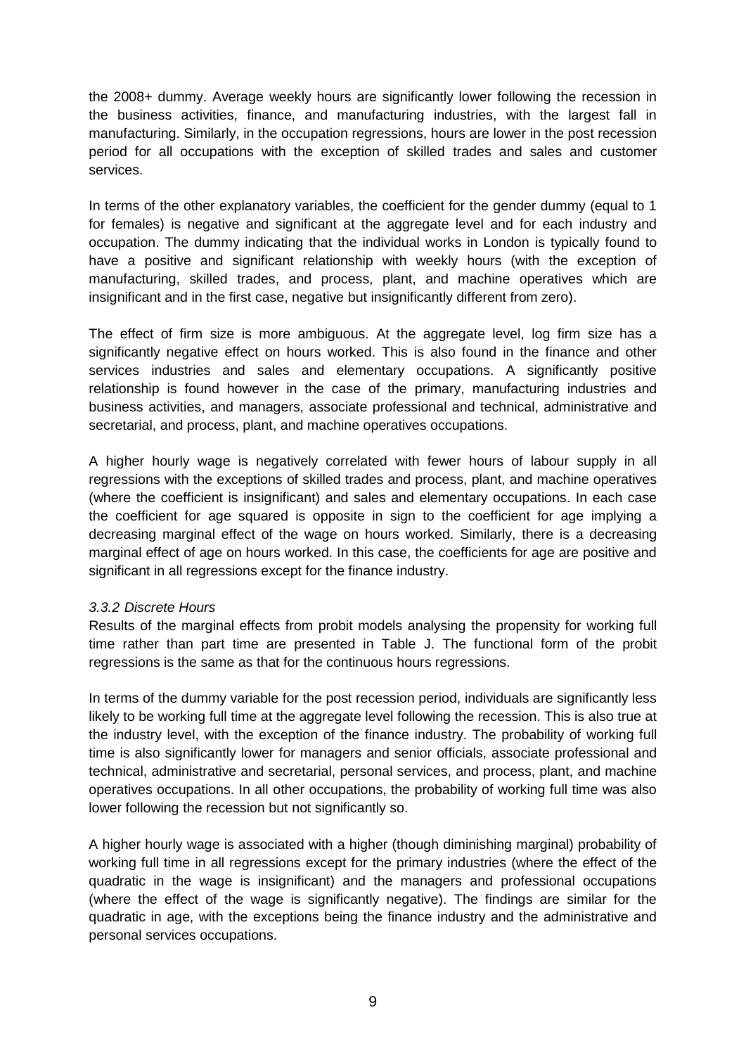the 2008+ dummy. Average weekly hours are significantly lower following the recession in the business activities, finance, and manufacturing industries, with the largest fall in manufacturing. Similarly, in the occupation regressions, hours are lower in the post recession period for all occupations with the exception of skilled trades and sales and customer services.

In terms of the other explanatory variables, the coefficient for the gender dummy (equal to 1 for females) is negative and significant at the aggregate level and for each industry and occupation. The dummy indicating that the individual works in London is typically found to have a positive and significant relationship with weekly hours (with the exception of manufacturing, skilled trades, and process, plant, and machine operatives which are insignificant and in the first case, negative but insignificantly different from zero).

The effect of firm size is more ambiguous. At the aggregate level, log firm size has a significantly negative effect on hours worked. This is also found in the finance and other services industries and sales and elementary occupations. A significantly positive relationship is found however in the case of the primary, manufacturing industries and business activities, and managers, associate professional and technical, administrative and secretarial, and process, plant, and machine operatives occupations.

A higher hourly wage is negatively correlated with fewer hours of labour supply in all regressions with the exceptions of skilled trades and process, plant, and machine operatives (where the coefficient is insignificant) and sales and elementary occupations. In each case the coefficient for age squared is opposite in sign to the coefficient for age implying a decreasing marginal effect of the wage on hours worked. Similarly, there is a decreasing marginal effect of age on hours worked. In this case, the coefficients for age are positive and significant in all regressions except for the finance industry.

### *3.3.2 Discrete Hours*

Results of the marginal effects from probit models analysing the propensity for working full time rather than part time are presented in Table J. The functional form of the probit regressions is the same as that for the continuous hours regressions.

In terms of the dummy variable for the post recession period, individuals are significantly less likely to be working full time at the aggregate level following the recession. This is also true at the industry level, with the exception of the finance industry. The probability of working full time is also significantly lower for managers and senior officials, associate professional and technical, administrative and secretarial, personal services, and process, plant, and machine operatives occupations. In all other occupations, the probability of working full time was also lower following the recession but not significantly so.

A higher hourly wage is associated with a higher (though diminishing marginal) probability of working full time in all regressions except for the primary industries (where the effect of the quadratic in the wage is insignificant) and the managers and professional occupations (where the effect of the wage is significantly negative). The findings are similar for the quadratic in age, with the exceptions being the finance industry and the administrative and personal services occupations.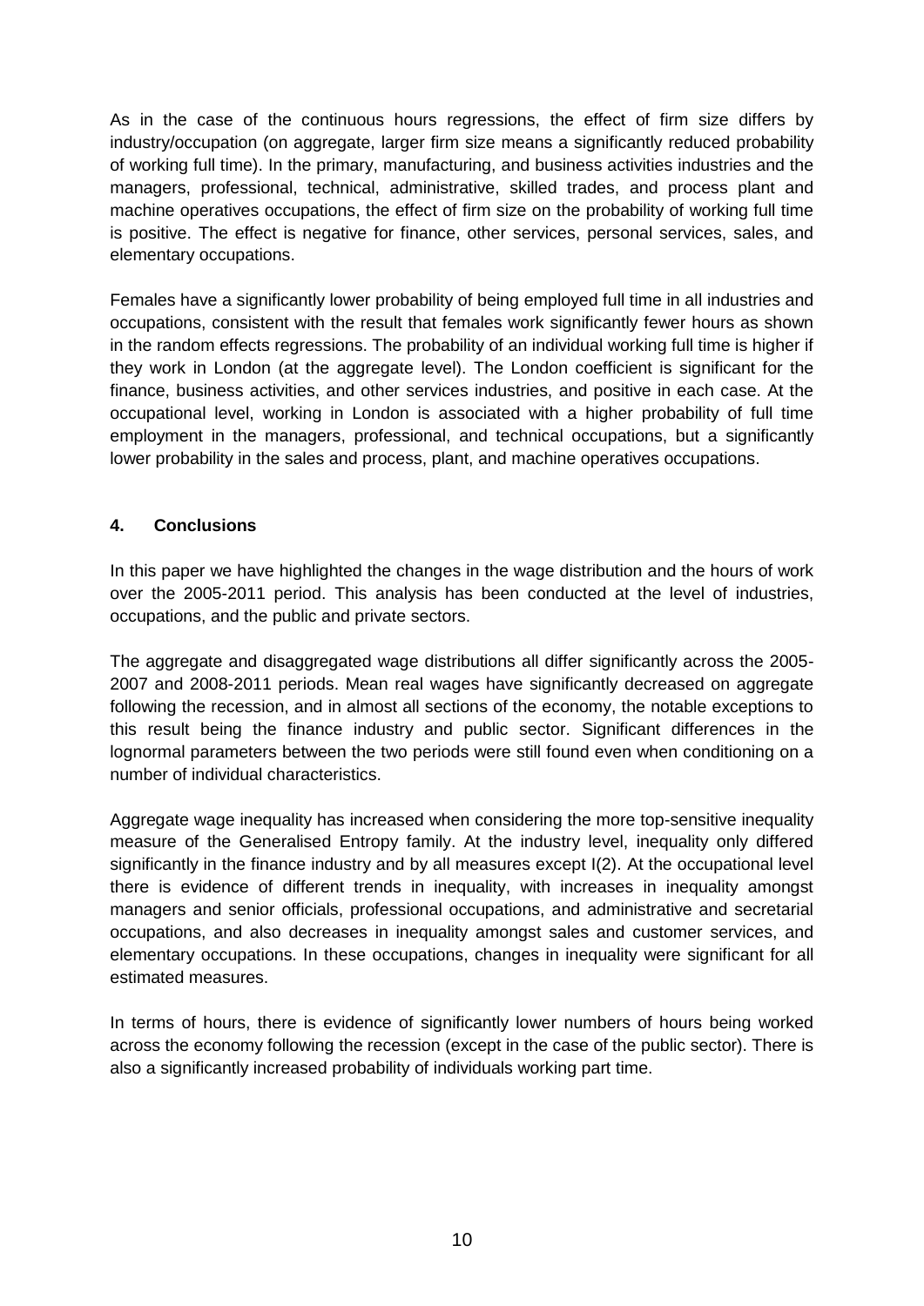As in the case of the continuous hours regressions, the effect of firm size differs by industry/occupation (on aggregate, larger firm size means a significantly reduced probability of working full time). In the primary, manufacturing, and business activities industries and the managers, professional, technical, administrative, skilled trades, and process plant and machine operatives occupations, the effect of firm size on the probability of working full time is positive. The effect is negative for finance, other services, personal services, sales, and elementary occupations.

Females have a significantly lower probability of being employed full time in all industries and occupations, consistent with the result that females work significantly fewer hours as shown in the random effects regressions. The probability of an individual working full time is higher if they work in London (at the aggregate level). The London coefficient is significant for the finance, business activities, and other services industries, and positive in each case. At the occupational level, working in London is associated with a higher probability of full time employment in the managers, professional, and technical occupations, but a significantly lower probability in the sales and process, plant, and machine operatives occupations.

## 4. Conclusions

In this paper we have highlighted the changes in the wage distribution and the hours of work over the 2005-2011 period. This analysis has been conducted at the level of industries, occupations, and the public and private sectors.

The aggregate and disaggregated wage distributions all differ significantly across the 2005-2007 and 2008-2011 periods. Mean real wages have significantly decreased on aggregate following the recession, and in almost all sections of the economy, the notable exceptions to this result being the finance industry and public sector. Significant differences in the lognormal parameters between the two periods were still found even when conditioning on a number of individual characteristics.

Aggregate wage inequality has increased when considering the more top-sensitive inequality measure of the Generalised Entropy family. At the industry level, inequality only differed significantly in the finance industry and by all measures except I(2). At the occupational level there is evidence of different trends in inequality, with increases in inequality amongst managers and senior officials, professional occupations, and administrative and secretarial occupations, and also decreases in inequality amongst sales and customer services, and elementary occupations. In these occupations, changes in inequality were significant for all estimated measures.

In terms of hours, there is evidence of significantly lower numbers of hours being worked across the economy following the recession (except in the case of the public sector). There is also a significantly increased probability of individuals working part time.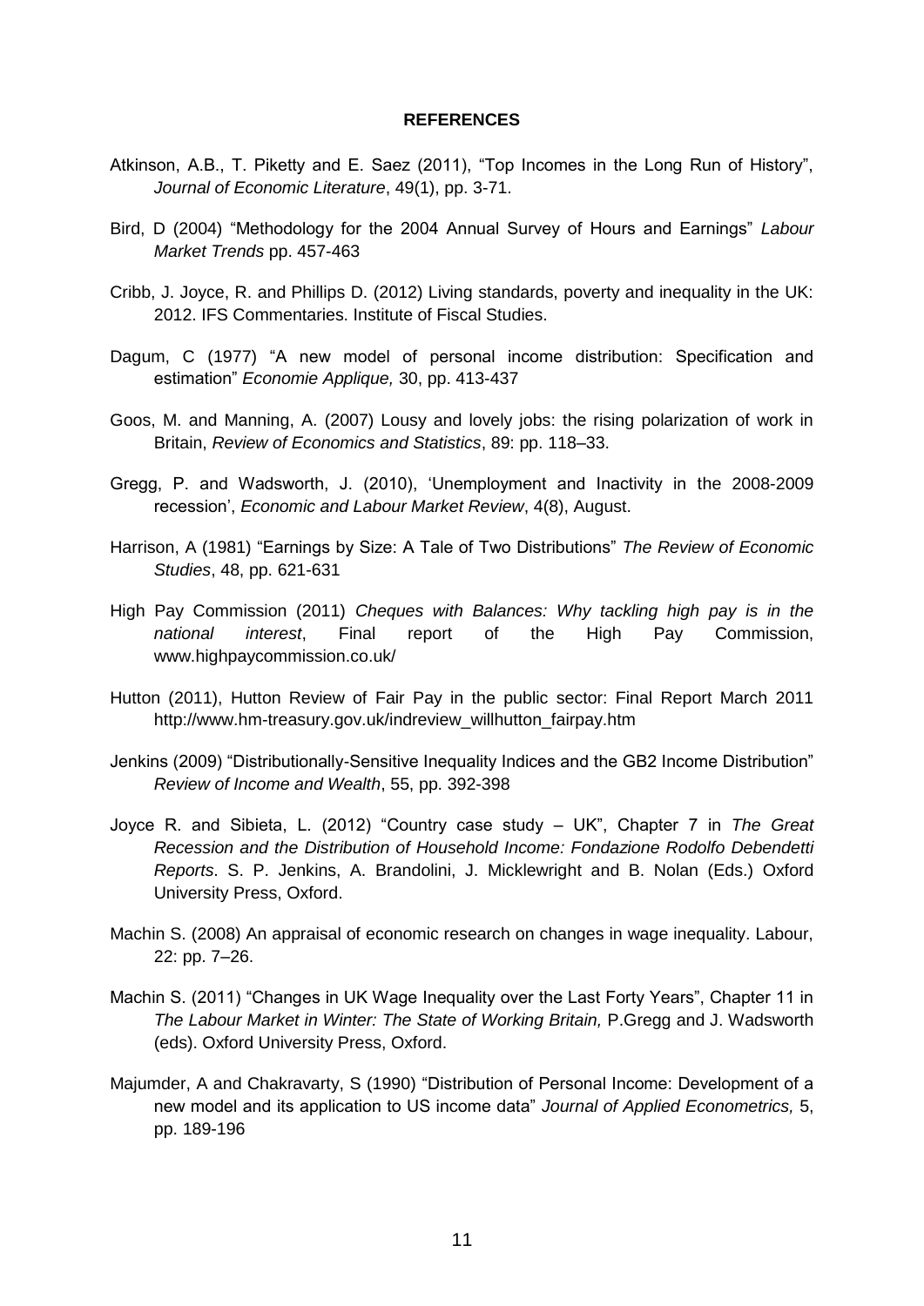**REFERENCES**

Atkinson, A.B., T. Piketty and E. Saez (2011), "Top Incomes in the Long Run of History", *Journal of Economic Literature*, 49(1), pp. 3-71.

Bird, D (2004) "Methodology for the 2004 Annual Survey of Hours and Earnings" *Labour Market Trends* pp. 457-463

Cribb, J. Joyce, R. and Phillips D. (2012) Living standards, poverty and inequality in the UK: 2012. IFS Commentaries. Institute of Fiscal Studies.

Dagum, C (1977) "A new model of personal income distribution: Specification and estimation" *Economie Applique,* 30, pp. 413-437

Goos, M. and Manning, A. (2007) Lousy and lovely jobs: the rising polarization of work in Britain, *Review of Economics and Statistics*, 89: pp. 118–33.

Gregg, P. and Wadsworth, J. (2010), 'Unemployment and Inactivity in the 2008-2009 recession', *Economic and Labour Market Review*, 4(8), August.

Harrison, A (1981) "Earnings by Size: A Tale of Two Distributions" *The Review of Economic Studies*, 48, pp. 621-631

High Pay Commission (2011) *Cheques with Balances: Why tackling high pay is in the national interest*, Final report of the High Pay Commission, www.highpaycommission.co.uk/

Hutton (2011), Hutton Review of Fair Pay in the public sector: Final Report March 2011 http://www.hm-treasury.gov.uk/indreview_willhutton_fairpay.htm

Jenkins (2009) "Distributionally-Sensitive Inequality Indices and the GB2 Income Distribution" *Review of Income and Wealth*, 55, pp. 392-398

Joyce R. and Sibieta, L. (2012) "Country case study – UK", Chapter 7 in *The Great Recession and the Distribution of Household Income: Fondazione Rodolfo Debendetti Reports*. S. P. Jenkins, A. Brandolini, J. Micklewright and B. Nolan (Eds.) Oxford University Press, Oxford.

Machin S. (2008) An appraisal of economic research on changes in wage inequality. Labour, 22: pp. 7–26.

Machin S. (2011) "Changes in UK Wage Inequality over the Last Forty Years", Chapter 11 in *The Labour Market in Winter: The State of Working Britain,* P.Gregg and J. Wadsworth (eds). Oxford University Press, Oxford.

Majumder, A and Chakravarty, S (1990) "Distribution of Personal Income: Development of a new model and its application to US income data" *Journal of Applied Econometrics,* 5, pp. 189-196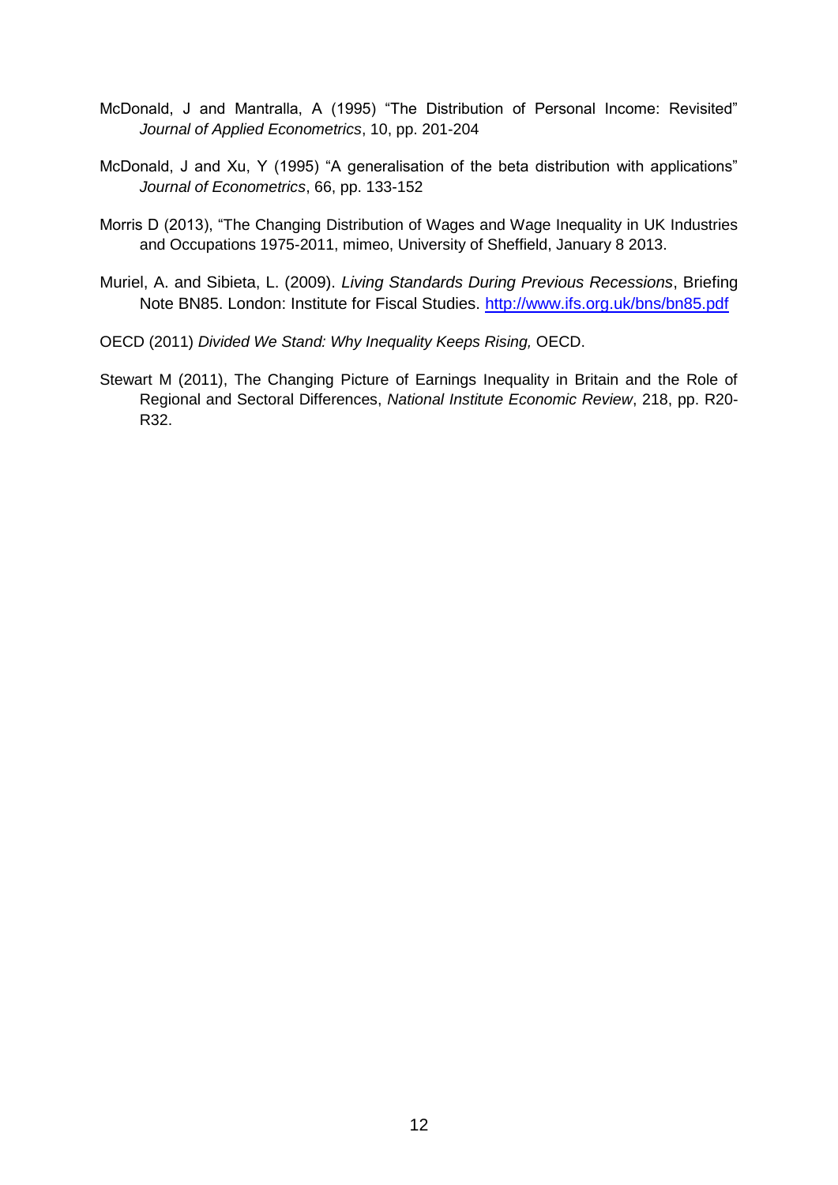McDonald, J and Mantralla, A (1995) "The Distribution of Personal Income: Revisited" *Journal of Applied Econometrics*, 10, pp. 201-204

McDonald, J and Xu, Y (1995) "A generalisation of the beta distribution with applications" *Journal of Econometrics*, 66, pp. 133-152

Morris D (2013), "The Changing Distribution of Wages and Wage Inequality in UK Industries and Occupations 1975-2011, mimeo, University of Sheffield, January 8 2013.

Muriel, A. and Sibieta, L. (2009). *Living Standards During Previous Recessions*, Briefing Note BN85. London: Institute for Fiscal Studies. http://www.ifs.org.uk/bns/bn85.pdf

OECD (2011) *Divided We Stand: Why Inequality Keeps Rising,* OECD.

Stewart M (2011), The Changing Picture of Earnings Inequality in Britain and the Role of Regional and Sectoral Differences, *National Institute Economic Review*, 218, pp. R20-R32.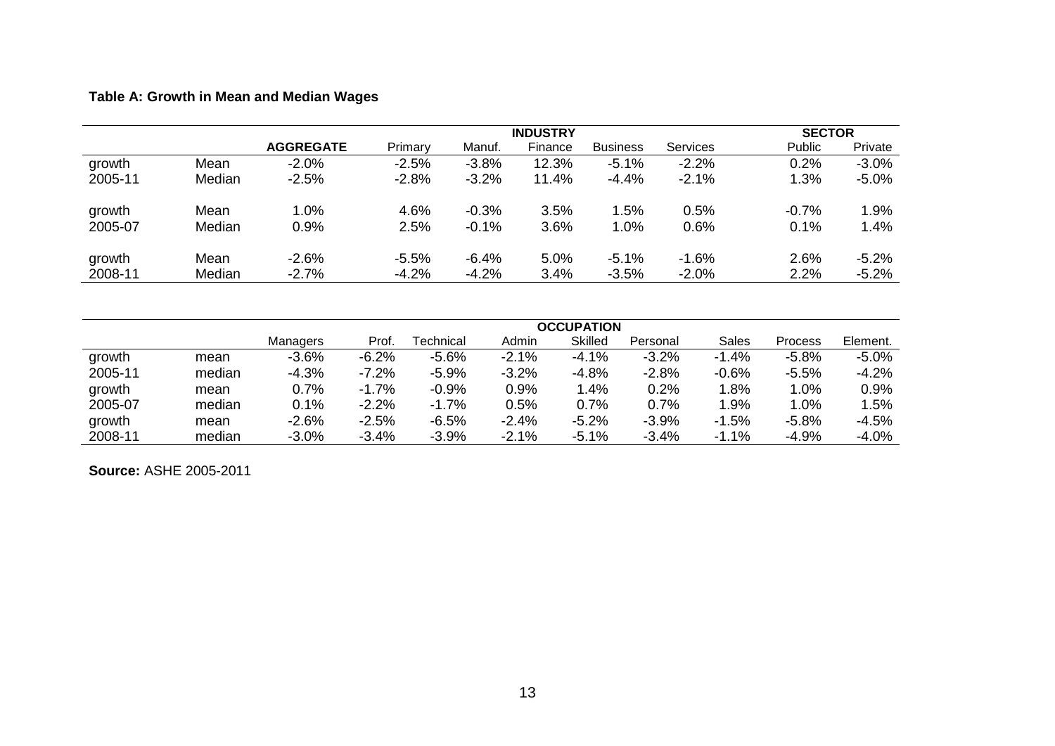**Table A: Growth in Mean and Median Wages**

| | | AGGREGATE | INDUSTRY | | | | | SECTOR | |
|---|---|---|---|---|---|---|---|---|---|
| | | | Primary | Manuf. | Finance | Business | Services | Public | Private |
| growth 2005-11 | Mean | -2.0% | -2.5% | -3.8% | 12.3% | -5.1% | -2.2% | 0.2% | -3.0% |
| | Median | -2.5% | -2.8% | -3.2% | 11.4% | -4.4% | -2.1% | 1.3% | -5.0% |
| growth 2005-07 | Mean | 1.0% | 4.6% | -0.3% | 3.5% | 1.5% | 0.5% | -0.7% | 1.9% |
| | Median | 0.9% | 2.5% | -0.1% | 3.6% | 1.0% | 0.6% | 0.1% | 1.4% |
| growth 2008-11 | Mean | -2.6% | -5.5% | -6.4% | 5.0% | -5.1% | -1.6% | 2.6% | -5.2% |
| | Median | -2.7% | -4.2% | -4.2% | 3.4% | -3.5% | -2.0% | 2.2% | -5.2% |

| | | OCCUPATION | | | | | | | | |
|---|---|---|---|---|---|---|---|---|---|---|
| | | Managers | Prof. | Technical | Admin | Skilled | Personal | Sales | Process | Element. |
| growth 2005-11 | mean | -3.6% | -6.2% | -5.6% | -2.1% | -4.1% | -3.2% | -1.4% | -5.8% | -5.0% |
| | median | -4.3% | -7.2% | -5.9% | -3.2% | -4.8% | -2.8% | -0.6% | -5.5% | -4.2% |
| growth 2005-07 | mean | 0.7% | -1.7% | -0.9% | 0.9% | 1.4% | 0.2% | 1.8% | 1.0% | 0.9% |
| | median | 0.1% | -2.2% | -1.7% | 0.5% | 0.7% | 0.7% | 1.9% | 1.0% | 1.5% |
| growth 2008-11 | mean | -2.6% | -2.5% | -6.5% | -2.4% | -5.2% | -3.9% | -1.5% | -5.8% | -4.5% |
| | median | -3.0% | -3.4% | -3.9% | -2.1% | -5.1% | -3.4% | -1.1% | -4.9% | -4.0% |

**Source:** ASHE 2005-2011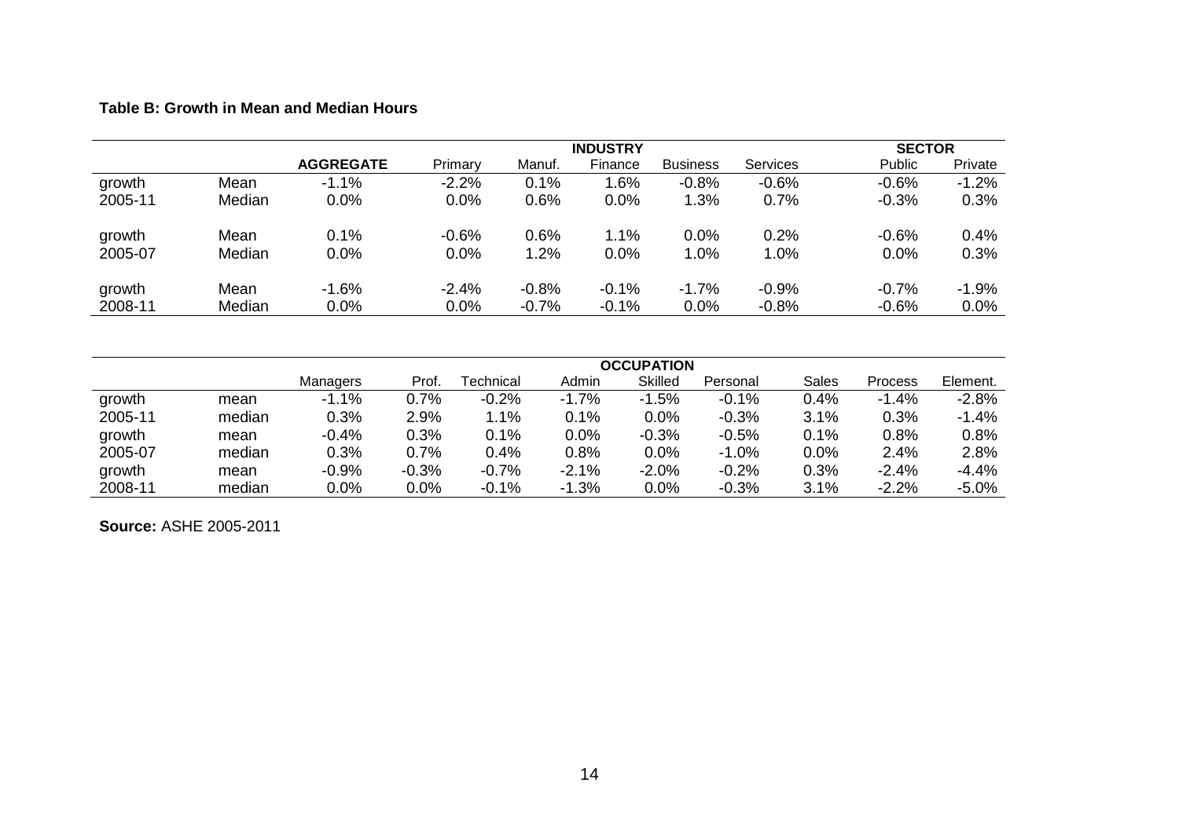**Table B: Growth in Mean and Median Hours**

| | | AGGREGATE | INDUSTRY | | | | | SECTOR | |
|---|---|---|---|---|---|---|---|---|---|
| | | | Primary | Manuf. | Finance | Business | Services | Public | Private |
| growth 2005-11 | Mean | -1.1% | -2.2% | 0.1% | 1.6% | -0.8% | -0.6% | -0.6% | -1.2% |
| | Median | 0.0% | 0.0% | 0.6% | 0.0% | 1.3% | 0.7% | -0.3% | 0.3% |
| growth 2005-07 | Mean | 0.1% | -0.6% | 0.6% | 1.1% | 0.0% | 0.2% | -0.6% | 0.4% |
| | Median | 0.0% | 0.0% | 1.2% | 0.0% | 1.0% | 1.0% | 0.0% | 0.3% |
| growth 2008-11 | Mean | -1.6% | -2.4% | -0.8% | -0.1% | -1.7% | -0.9% | -0.7% | -1.9% |
| | Median | 0.0% | 0.0% | -0.7% | -0.1% | 0.0% | -0.8% | -0.6% | 0.0% |

| | | OCCUPATION | | | | | | | | |
|---|---|---|---|---|---|---|---|---|---|---|
| | | Managers | Prof. | Technical | Admin | Skilled | Personal | Sales | Process | Element. |
| growth 2005-11 | mean | -1.1% | 0.7% | -0.2% | -1.7% | -1.5% | -0.1% | 0.4% | -1.4% | -2.8% |
| | median | 0.3% | 2.9% | 1.1% | 0.1% | 0.0% | -0.3% | 3.1% | 0.3% | -1.4% |
| growth 2005-07 | mean | -0.4% | 0.3% | 0.1% | 0.0% | -0.3% | -0.5% | 0.1% | 0.8% | 0.8% |
| | median | 0.3% | 0.7% | 0.4% | 0.8% | 0.0% | -1.0% | 0.0% | 2.4% | 2.8% |
| growth 2008-11 | mean | -0.9% | -0.3% | -0.7% | -2.1% | -2.0% | -0.2% | 0.3% | -2.4% | -4.4% |
| | median | 0.0% | 0.0% | -0.1% | -1.3% | 0.0% | -0.3% | 3.1% | -2.2% | -5.0% |

**Source:** ASHE 2005-2011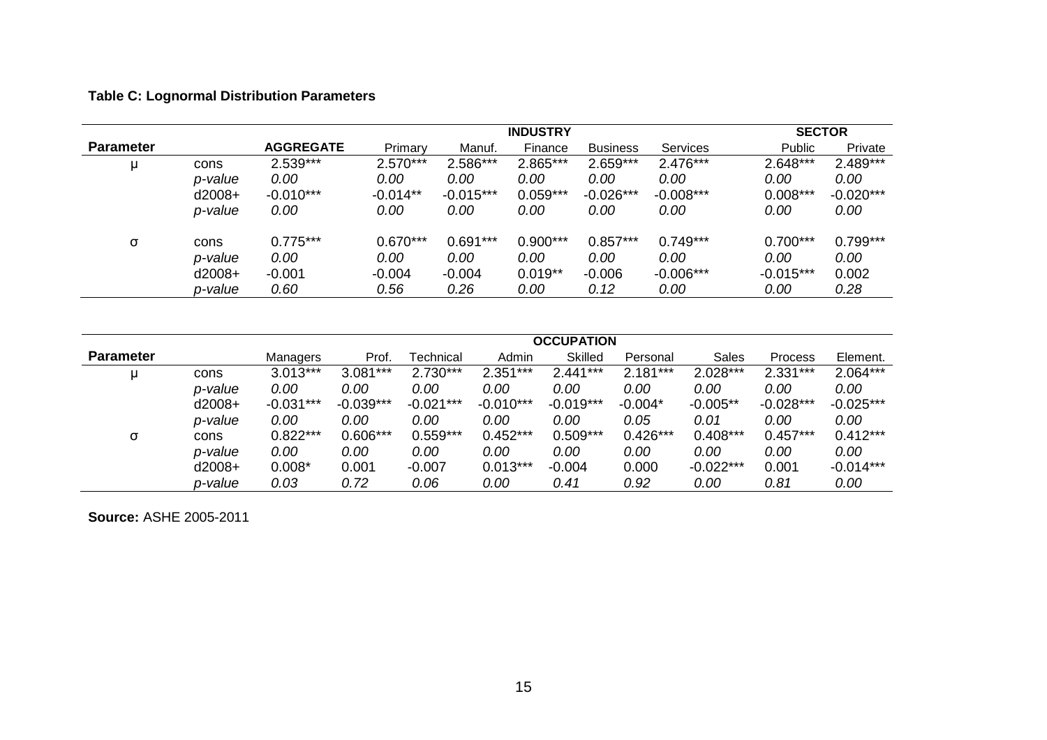**Table C: Lognormal Distribution Parameters**

| Parameter | | AGGREGATE | INDUSTRY | | | | | | SECTOR | |
|---|---|---|---|---|---|---|---|---|---|---|
| | | | Primary | Manuf. | Finance | Business | Services | | Public | Private |
| μ | cons | 2.539*** | 2.570*** | 2.586*** | 2.865*** | 2.659*** | 2.476*** | | 2.648*** | 2.489*** |
| | *p-value* | *0.00* | *0.00* | *0.00* | *0.00* | *0.00* | *0.00* | | *0.00* | *0.00* |
| | d2008+ | -0.010*** | -0.014** | -0.015*** | 0.059*** | -0.026*** | -0.008*** | | 0.008*** | -0.020*** |
| | *p-value* | *0.00* | *0.00* | *0.00* | *0.00* | *0.00* | *0.00* | | *0.00* | *0.00* |
| σ | cons | 0.775*** | 0.670*** | 0.691*** | 0.900*** | 0.857*** | 0.749*** | | 0.700*** | 0.799*** |
| | *p-value* | *0.00* | *0.00* | *0.00* | *0.00* | *0.00* | *0.00* | | *0.00* | *0.00* |
| | d2008+ | -0.001 | -0.004 | -0.004 | 0.019** | -0.006 | -0.006*** | | -0.015*** | 0.002 |
| | *p-value* | *0.60* | *0.56* | *0.26* | *0.00* | *0.12* | *0.00* | | *0.00* | *0.28* |

| Parameter | | OCCUPATION | | | | | | | | |
|---|---|---|---|---|---|---|---|---|---|---|
| | | Managers | Prof. | Technical | Admin | Skilled | Personal | Sales | Process | Element. |
| μ | cons | 3.013*** | 3.081*** | 2.730*** | 2.351*** | 2.441*** | 2.181*** | 2.028*** | 2.331*** | 2.064*** |
| | *p-value* | *0.00* | *0.00* | *0.00* | *0.00* | *0.00* | *0.00* | *0.00* | *0.00* | *0.00* |
| | d2008+ | -0.031*** | -0.039*** | -0.021*** | -0.010*** | -0.019*** | -0.004* | -0.005** | -0.028*** | -0.025*** |
| | *p-value* | *0.00* | *0.00* | *0.00* | *0.00* | *0.00* | *0.05* | *0.01* | *0.00* | *0.00* |
| σ | cons | 0.822*** | 0.606*** | 0.559*** | 0.452*** | 0.509*** | 0.426*** | 0.408*** | 0.457*** | 0.412*** |
| | *p-value* | *0.00* | *0.00* | *0.00* | *0.00* | *0.00* | *0.00* | *0.00* | *0.00* | *0.00* |
| | d2008+ | 0.008* | 0.001 | -0.007 | 0.013*** | -0.004 | 0.000 | -0.022*** | 0.001 | -0.014*** |
| | *p-value* | *0.03* | *0.72* | *0.06* | *0.00* | *0.41* | *0.92* | *0.00* | *0.81* | *0.00* |

**Source:** ASHE 2005-2011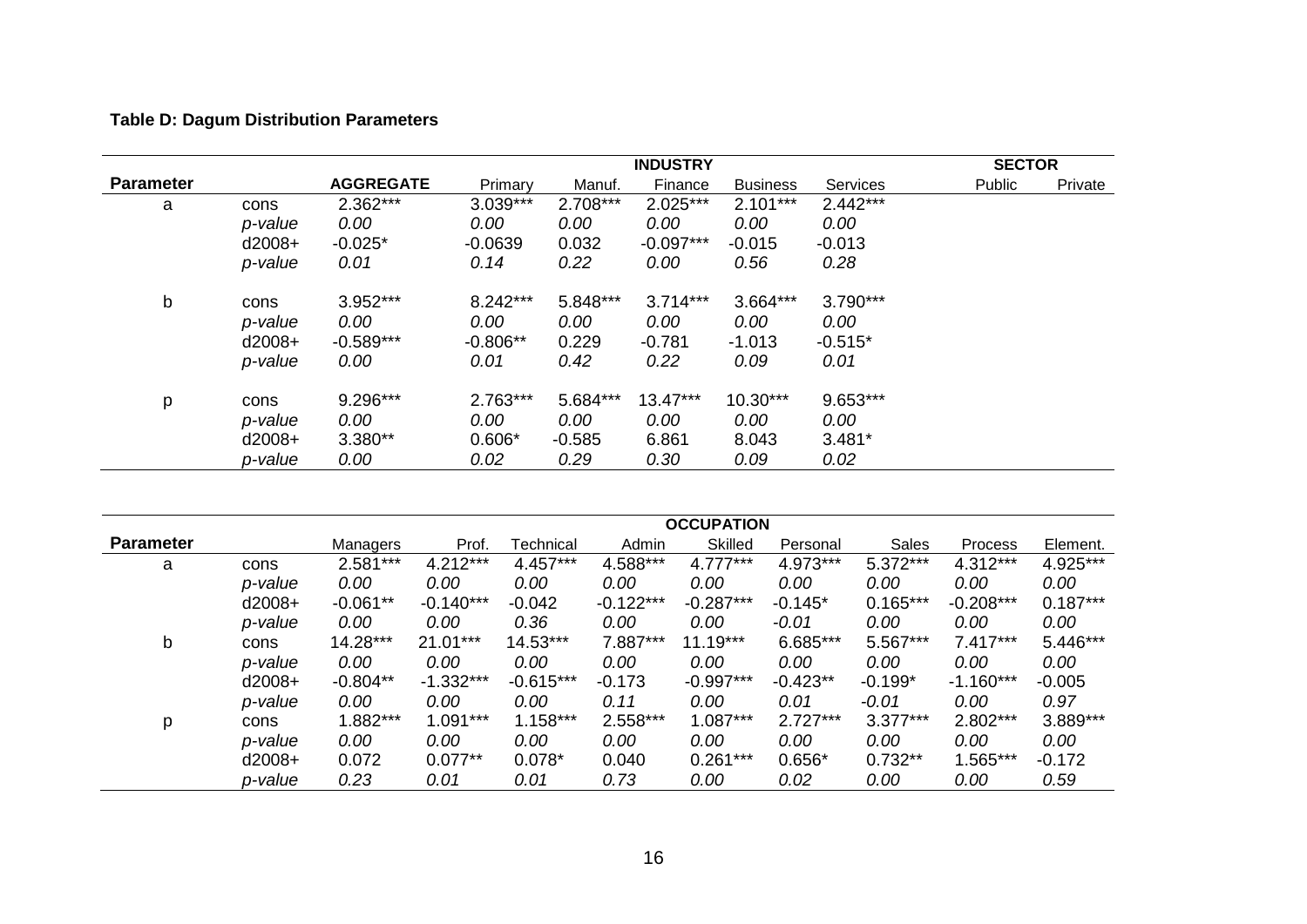**Table D: Dagum Distribution Parameters**

| Parameter | | AGGREGATE | INDUSTRY | | | | | SECTOR | |
|---|---|---|---|---|---|---|---|---|---|
| | | | Primary | Manuf. | Finance | Business | Services | Public | Private |
| a | cons | 2.362*** | 3.039*** | 2.708*** | 2.025*** | 2.101*** | 2.442*** | | |
| | *p-value* | *0.00* | *0.00* | *0.00* | *0.00* | *0.00* | *0.00* | | |
| | d2008+ | -0.025* | -0.0639 | 0.032 | -0.097*** | -0.015 | -0.013 | | |
| | *p-value* | *0.01* | *0.14* | *0.22* | *0.00* | *0.56* | *0.28* | | |
| b | cons | 3.952*** | 8.242*** | 5.848*** | 3.714*** | 3.664*** | 3.790*** | | |
| | *p-value* | *0.00* | *0.00* | *0.00* | *0.00* | *0.00* | *0.00* | | |
| | d2008+ | -0.589*** | -0.806** | 0.229 | -0.781 | -1.013 | -0.515* | | |
| | *p-value* | *0.00* | *0.01* | *0.42* | *0.22* | *0.09* | *0.01* | | |
| p | cons | 9.296*** | 2.763*** | 5.684*** | 13.47*** | 10.30*** | 9.653*** | | |
| | *p-value* | *0.00* | *0.00* | *0.00* | *0.00* | *0.00* | *0.00* | | |
| | d2008+ | 3.380** | 0.606* | -0.585 | 6.861 | 8.043 | 3.481* | | |
| | *p-value* | *0.00* | *0.02* | *0.29* | *0.30* | *0.09* | *0.02* | | |

| Parameter | | OCCUPATION | | | | | | | | |
|---|---|---|---|---|---|---|---|---|---|---|
| | | Managers | Prof. | Technical | Admin | Skilled | Personal | Sales | Process | Element. |
| a | cons | 2.581*** | 4.212*** | 4.457*** | 4.588*** | 4.777*** | 4.973*** | 5.372*** | 4.312*** | 4.925*** |
| | *p-value* | *0.00* | *0.00* | *0.00* | *0.00* | *0.00* | *0.00* | *0.00* | *0.00* | *0.00* |
| | d2008+ | -0.061** | -0.140*** | -0.042 | -0.122*** | -0.287*** | -0.145* | 0.165*** | -0.208*** | 0.187*** |
| | *p-value* | *0.00* | *0.00* | *0.36* | *0.00* | *0.00* | *-0.01* | *0.00* | *0.00* | *0.00* |
| b | cons | 14.28*** | 21.01*** | 14.53*** | 7.887*** | 11.19*** | 6.685*** | 5.567*** | 7.417*** | 5.446*** |
| | *p-value* | *0.00* | *0.00* | *0.00* | *0.00* | *0.00* | *0.00* | *0.00* | *0.00* | *0.00* |
| | d2008+ | -0.804** | -1.332*** | -0.615*** | -0.173 | -0.997*** | -0.423** | -0.199* | -1.160*** | -0.005 |
| | *p-value* | *0.00* | *0.00* | *0.00* | *0.11* | *0.00* | *0.01* | *-0.01* | *0.00* | *0.97* |
| p | cons | 1.882*** | 1.091*** | 1.158*** | 2.558*** | 1.087*** | 2.727*** | 3.377*** | 2.802*** | 3.889*** |
| | *p-value* | *0.00* | *0.00* | *0.00* | *0.00* | *0.00* | *0.00* | *0.00* | *0.00* | *0.00* |
| | d2008+ | 0.072 | 0.077** | 0.078* | 0.040 | 0.261*** | 0.656* | 0.732** | 1.565*** | -0.172 |
| | *p-value* | *0.23* | *0.01* | *0.01* | *0.73* | *0.00* | *0.02* | *0.00* | *0.00* | *0.59* |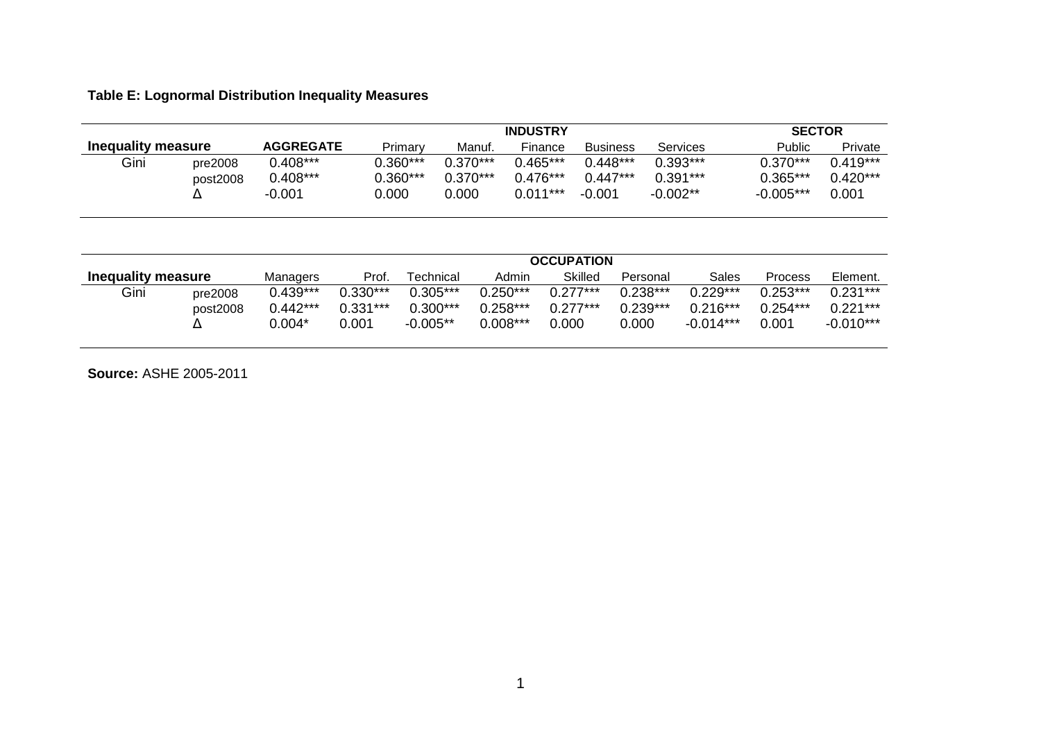**Table E: Lognormal Distribution Inequality Measures**

| Inequality measure | | AGGREGATE | INDUSTRY | | | | | SECTOR | |
|---|---|---|---|---|---|---|---|---|---|
| | | | Primary | Manuf. | Finance | Business | Services | Public | Private |
| Gini | pre2008 | 0.408*** | 0.360*** | 0.370*** | 0.465*** | 0.448*** | 0.393*** | 0.370*** | 0.419*** |
| | post2008 | 0.408*** | 0.360*** | 0.370*** | 0.476*** | 0.447*** | 0.391*** | 0.365*** | 0.420*** |
| | Δ | -0.001 | 0.000 | 0.000 | 0.011*** | -0.001 | -0.002** | -0.005*** | 0.001 |

| Inequality measure | | OCCUPATION | | | | | | | | |
|---|---|---|---|---|---|---|---|---|---|---|
| | | Managers | Prof. | Technical | Admin | Skilled | Personal | Sales | Process | Element. |
| Gini | pre2008 | 0.439*** | 0.330*** | 0.305*** | 0.250*** | 0.277*** | 0.238*** | 0.229*** | 0.253*** | 0.231*** |
| | post2008 | 0.442*** | 0.331*** | 0.300*** | 0.258*** | 0.277*** | 0.239*** | 0.216*** | 0.254*** | 0.221*** |
| | Δ | 0.004* | 0.001 | -0.005** | 0.008*** | 0.000 | 0.000 | -0.014*** | 0.001 | -0.010*** |

**Source:** ASHE 2005-2011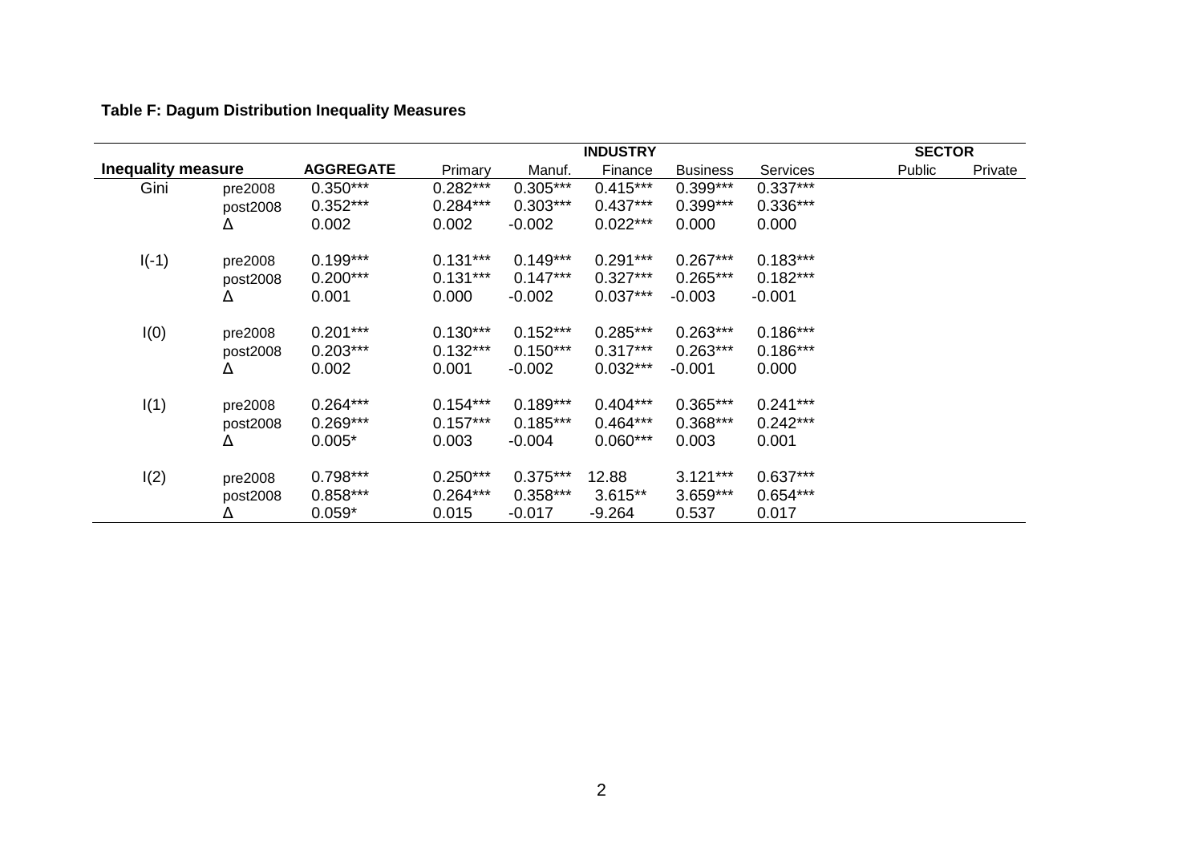**Table F: Dagum Distribution Inequality Measures**

| Inequality measure | | AGGREGATE | INDUSTRY | | | | | SECTOR | |
|---|---|---|---|---|---|---|---|---|---|
| | | | Primary | Manuf. | Finance | Business | Services | Public | Private |
| Gini | pre2008 | 0.350*** | 0.282*** | 0.305*** | 0.415*** | 0.399*** | 0.337*** | | |
| | post2008 | 0.352*** | 0.284*** | 0.303*** | 0.437*** | 0.399*** | 0.336*** | | |
| | Δ | 0.002 | 0.002 | -0.002 | 0.022*** | 0.000 | 0.000 | | |
| I(-1) | pre2008 | 0.199*** | 0.131*** | 0.149*** | 0.291*** | 0.267*** | 0.183*** | | |
| | post2008 | 0.200*** | 0.131*** | 0.147*** | 0.327*** | 0.265*** | 0.182*** | | |
| | Δ | 0.001 | 0.000 | -0.002 | 0.037*** | -0.003 | -0.001 | | |
| I(0) | pre2008 | 0.201*** | 0.130*** | 0.152*** | 0.285*** | 0.263*** | 0.186*** | | |
| | post2008 | 0.203*** | 0.132*** | 0.150*** | 0.317*** | 0.263*** | 0.186*** | | |
| | Δ | 0.002 | 0.001 | -0.002 | 0.032*** | -0.001 | 0.000 | | |
| I(1) | pre2008 | 0.264*** | 0.154*** | 0.189*** | 0.404*** | 0.365*** | 0.241*** | | |
| | post2008 | 0.269*** | 0.157*** | 0.185*** | 0.464*** | 0.368*** | 0.242*** | | |
| | Δ | 0.005* | 0.003 | -0.004 | 0.060*** | 0.003 | 0.001 | | |
| I(2) | pre2008 | 0.798*** | 0.250*** | 0.375*** | 12.88 | 3.121*** | 0.637*** | | |
| | post2008 | 0.858*** | 0.264*** | 0.358*** | 3.615** | 3.659*** | 0.654*** | | |
| | Δ | 0.059* | 0.015 | -0.017 | -9.264 | 0.537 | 0.017 | | |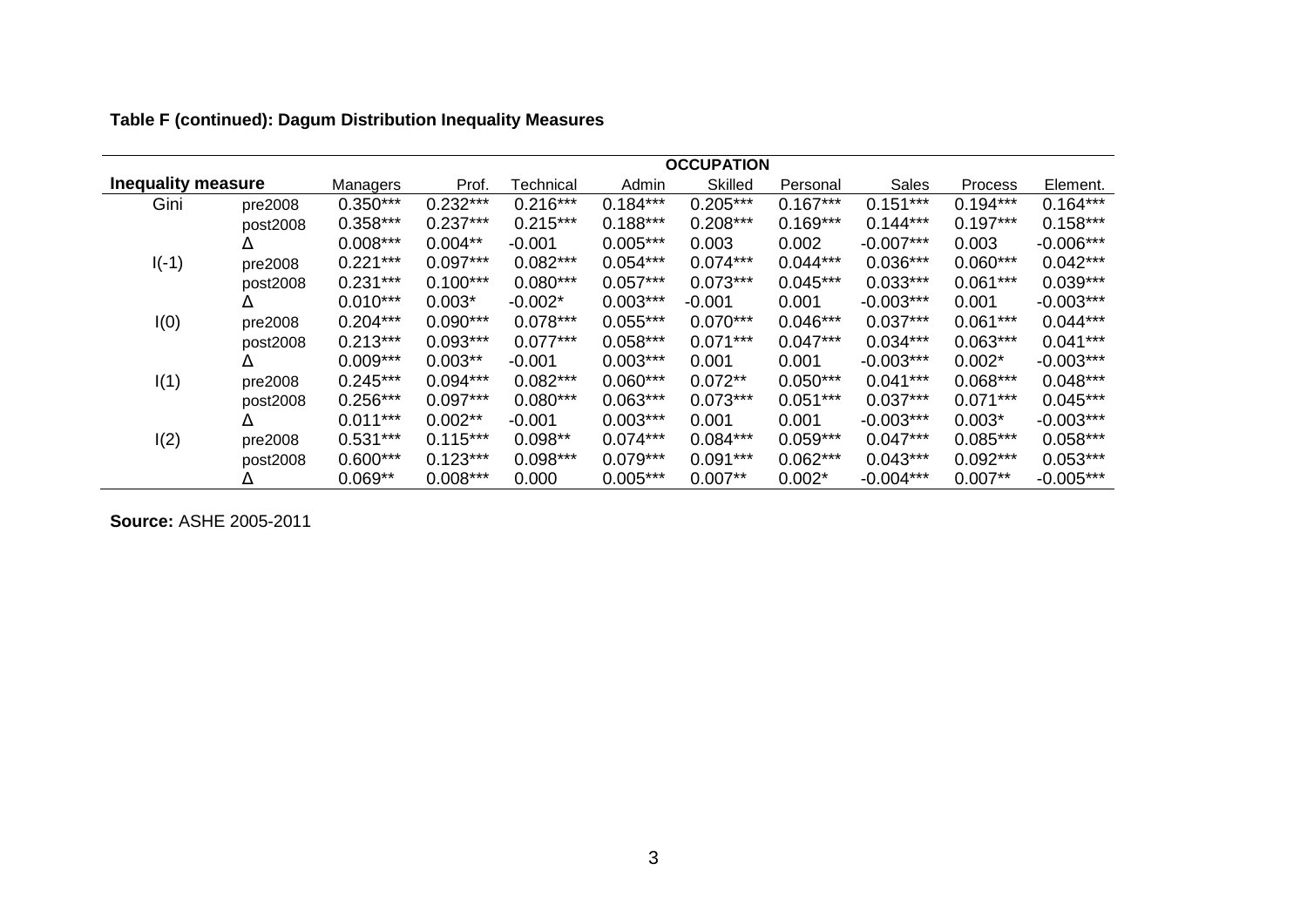**Table F (continued): Dagum Distribution Inequality Measures**

| Inequality measure | | OCCUPATION | | | | | | | | |
|---|---|---|---|---|---|---|---|---|---|---|
| | | Managers | Prof. | Technical | Admin | Skilled | Personal | Sales | Process | Element. |
| Gini | pre2008 | 0.350*** | 0.232*** | 0.216*** | 0.184*** | 0.205*** | 0.167*** | 0.151*** | 0.194*** | 0.164*** |
| | post2008 | 0.358*** | 0.237*** | 0.215*** | 0.188*** | 0.208*** | 0.169*** | 0.144*** | 0.197*** | 0.158*** |
| | Δ | 0.008*** | 0.004** | -0.001 | 0.005*** | 0.003 | 0.002 | -0.007*** | 0.003 | -0.006*** |
| I(-1) | pre2008 | 0.221*** | 0.097*** | 0.082*** | 0.054*** | 0.074*** | 0.044*** | 0.036*** | 0.060*** | 0.042*** |
| | post2008 | 0.231*** | 0.100*** | 0.080*** | 0.057*** | 0.073*** | 0.045*** | 0.033*** | 0.061*** | 0.039*** |
| | Δ | 0.010*** | 0.003* | -0.002* | 0.003*** | -0.001 | 0.001 | -0.003*** | 0.001 | -0.003*** |
| I(0) | pre2008 | 0.204*** | 0.090*** | 0.078*** | 0.055*** | 0.070*** | 0.046*** | 0.037*** | 0.061*** | 0.044*** |
| | post2008 | 0.213*** | 0.093*** | 0.077*** | 0.058*** | 0.071*** | 0.047*** | 0.034*** | 0.063*** | 0.041*** |
| | Δ | 0.009*** | 0.003** | -0.001 | 0.003*** | 0.001 | 0.001 | -0.003*** | 0.002* | -0.003*** |
| I(1) | pre2008 | 0.245*** | 0.094*** | 0.082*** | 0.060*** | 0.072** | 0.050*** | 0.041*** | 0.068*** | 0.048*** |
| | post2008 | 0.256*** | 0.097*** | 0.080*** | 0.063*** | 0.073*** | 0.051*** | 0.037*** | 0.071*** | 0.045*** |
| | Δ | 0.011*** | 0.002** | -0.001 | 0.003*** | 0.001 | 0.001 | -0.003*** | 0.003* | -0.003*** |
| I(2) | pre2008 | 0.531*** | 0.115*** | 0.098** | 0.074*** | 0.084*** | 0.059*** | 0.047*** | 0.085*** | 0.058*** |
| | post2008 | 0.600*** | 0.123*** | 0.098*** | 0.079*** | 0.091*** | 0.062*** | 0.043*** | 0.092*** | 0.053*** |
| | Δ | 0.069** | 0.008*** | 0.000 | 0.005*** | 0.007** | 0.002* | -0.004*** | 0.007** | -0.005*** |

**Source:** ASHE 2005-2011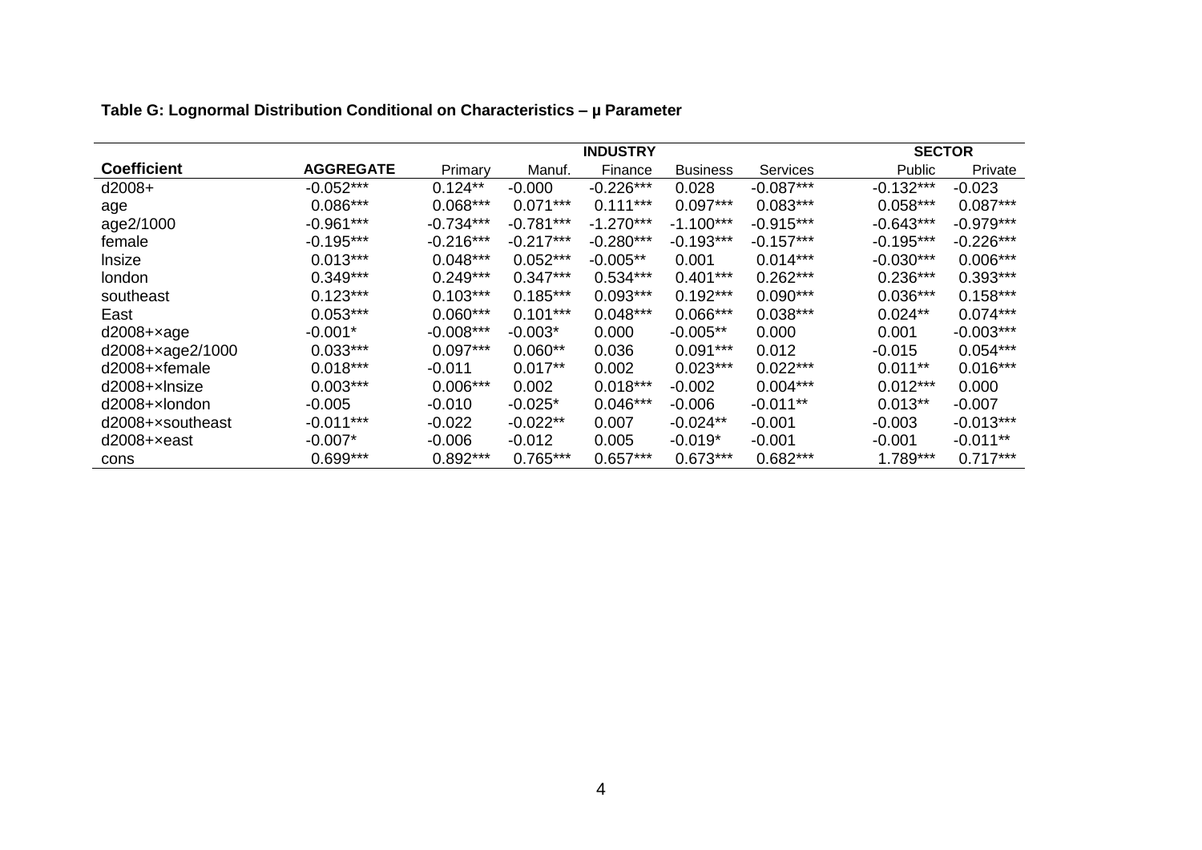**Table G: Lognormal Distribution Conditional on Characteristics – μ Parameter**

| Coefficient | AGGREGATE | INDUSTRY | | | | | SECTOR | |
|---|---|---|---|---|---|---|---|---|
| | | Primary | Manuf. | Finance | Business | Services | Public | Private |
| d2008+ | -0.052*** | 0.124** | -0.000 | -0.226*** | 0.028 | -0.087*** | -0.132*** | -0.023 |
| age | 0.086*** | 0.068*** | 0.071*** | 0.111*** | 0.097*** | 0.083*** | 0.058*** | 0.087*** |
| age2/1000 | -0.961*** | -0.734*** | -0.781*** | -1.270*** | -1.100*** | -0.915*** | -0.643*** | -0.979*** |
| female | -0.195*** | -0.216*** | -0.217*** | -0.280*** | -0.193*** | -0.157*** | -0.195*** | -0.226*** |
| lnsize | 0.013*** | 0.048*** | 0.052*** | -0.005** | 0.001 | 0.014*** | -0.030*** | 0.006*** |
| london | 0.349*** | 0.249*** | 0.347*** | 0.534*** | 0.401*** | 0.262*** | 0.236*** | 0.393*** |
| southeast | 0.123*** | 0.103*** | 0.185*** | 0.093*** | 0.192*** | 0.090*** | 0.036*** | 0.158*** |
| East | 0.053*** | 0.060*** | 0.101*** | 0.048*** | 0.066*** | 0.038*** | 0.024** | 0.074*** |
| d2008+×age | -0.001* | -0.008*** | -0.003* | 0.000 | -0.005** | 0.000 | 0.001 | -0.003*** |
| d2008+×age2/1000 | 0.033*** | 0.097*** | 0.060** | 0.036 | 0.091*** | 0.012 | -0.015 | 0.054*** |
| d2008+×female | 0.018*** | -0.011 | 0.017** | 0.002 | 0.023*** | 0.022*** | 0.011** | 0.016*** |
| d2008+×lnsize | 0.003*** | 0.006*** | 0.002 | 0.018*** | -0.002 | 0.004*** | 0.012*** | 0.000 |
| d2008+×london | -0.005 | -0.010 | -0.025* | 0.046*** | -0.006 | -0.011** | 0.013** | -0.007 |
| d2008+×southeast | -0.011*** | -0.022 | -0.022** | 0.007 | -0.024** | -0.001 | -0.003 | -0.013*** |
| d2008+×east | -0.007* | -0.006 | -0.012 | 0.005 | -0.019* | -0.001 | -0.001 | -0.011** |
| cons | 0.699*** | 0.892*** | 0.765*** | 0.657*** | 0.673*** | 0.682*** | 1.789*** | 0.717*** |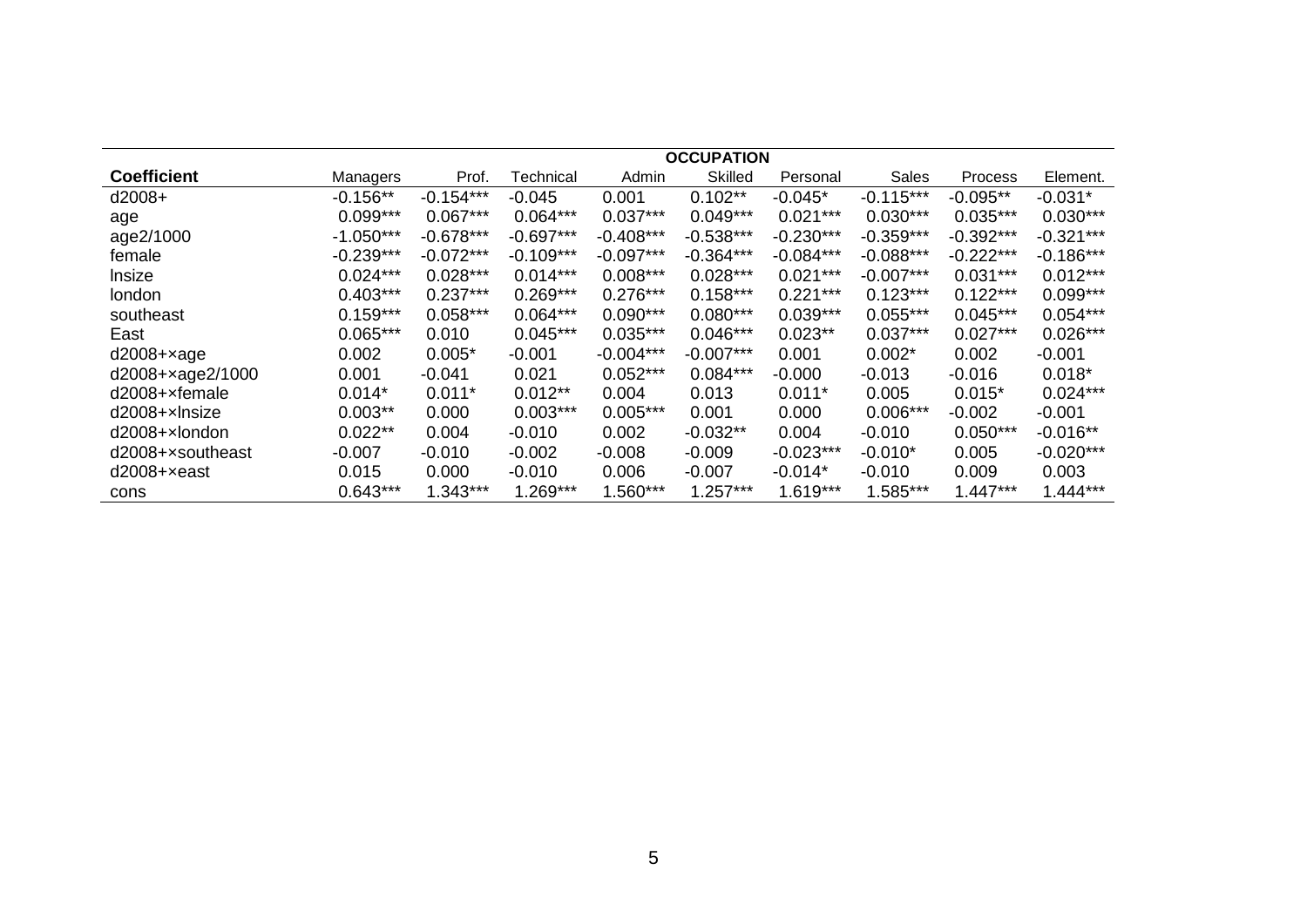| Coefficient | OCCUPATION | | | | | | | | |
|---|---|---|---|---|---|---|---|---|---|
| | Managers | Prof. | Technical | Admin | Skilled | Personal | Sales | Process | Element. |
| d2008+ | -0.156** | -0.154*** | -0.045 | 0.001 | 0.102** | -0.045* | -0.115*** | -0.095** | -0.031* |
| age | 0.099*** | 0.067*** | 0.064*** | 0.037*** | 0.049*** | 0.021*** | 0.030*** | 0.035*** | 0.030*** |
| age2/1000 | -1.050*** | -0.678*** | -0.697*** | -0.408*** | -0.538*** | -0.230*** | -0.359*** | -0.392*** | -0.321*** |
| female | -0.239*** | -0.072*** | -0.109*** | -0.097*** | -0.364*** | -0.084*** | -0.088*** | -0.222*** | -0.186*** |
| lnsize | 0.024*** | 0.028*** | 0.014*** | 0.008*** | 0.028*** | 0.021*** | -0.007*** | 0.031*** | 0.012*** |
| london | 0.403*** | 0.237*** | 0.269*** | 0.276*** | 0.158*** | 0.221*** | 0.123*** | 0.122*** | 0.099*** |
| southeast | 0.159*** | 0.058*** | 0.064*** | 0.090*** | 0.080*** | 0.039*** | 0.055*** | 0.045*** | 0.054*** |
| East | 0.065*** | 0.010 | 0.045*** | 0.035*** | 0.046*** | 0.023** | 0.037*** | 0.027*** | 0.026*** |
| d2008+×age | 0.002 | 0.005* | -0.001 | -0.004*** | -0.007*** | 0.001 | 0.002* | 0.002 | -0.001 |
| d2008+×age2/1000 | 0.001 | -0.041 | 0.021 | 0.052*** | 0.084*** | -0.000 | -0.013 | -0.016 | 0.018* |
| d2008+×female | 0.014* | 0.011* | 0.012** | 0.004 | 0.013 | 0.011* | 0.005 | 0.015* | 0.024*** |
| d2008+×lnsize | 0.003** | 0.000 | 0.003*** | 0.005*** | 0.001 | 0.000 | 0.006*** | -0.002 | -0.001 |
| d2008+×london | 0.022** | 0.004 | -0.010 | 0.002 | -0.032** | 0.004 | -0.010 | 0.050*** | -0.016** |
| d2008+×southeast | -0.007 | -0.010 | -0.002 | -0.008 | -0.009 | -0.023*** | -0.010* | 0.005 | -0.020*** |
| d2008+×east | 0.015 | 0.000 | -0.010 | 0.006 | -0.007 | -0.014* | -0.010 | 0.009 | 0.003 |
| cons | 0.643*** | 1.343*** | 1.269*** | 1.560*** | 1.257*** | 1.619*** | 1.585*** | 1.447*** | 1.444*** |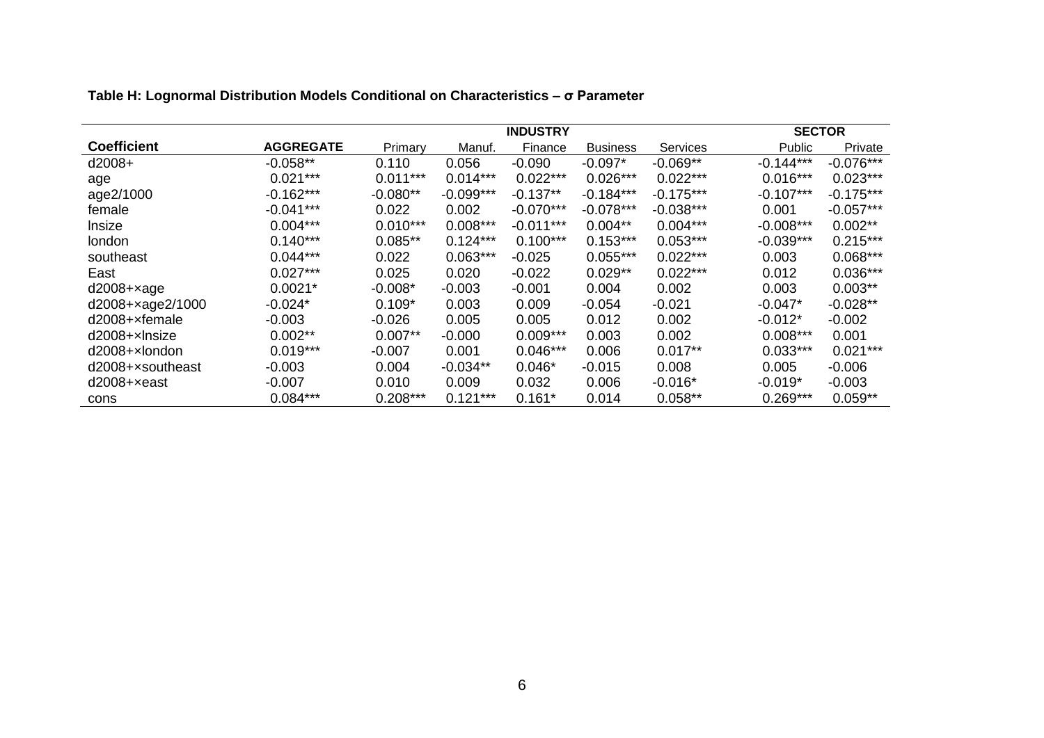**Table H: Lognormal Distribution Models Conditional on Characteristics – σ Parameter**

| Coefficient | AGGREGATE | INDUSTRY | | | | | SECTOR | |
|---|---|---|---|---|---|---|---|---|
| | | Primary | Manuf. | Finance | Business | Services | Public | Private |
| d2008+ | -0.058** | 0.110 | 0.056 | -0.090 | -0.097* | -0.069** | -0.144*** | -0.076*** |
| age | 0.021*** | 0.011*** | 0.014*** | 0.022*** | 0.026*** | 0.022*** | 0.016*** | 0.023*** |
| age2/1000 | -0.162*** | -0.080** | -0.099*** | -0.137** | -0.184*** | -0.175*** | -0.107*** | -0.175*** |
| female | -0.041*** | 0.022 | 0.002 | -0.070*** | -0.078*** | -0.038*** | 0.001 | -0.057*** |
| lnsize | 0.004*** | 0.010*** | 0.008*** | -0.011*** | 0.004** | 0.004*** | -0.008*** | 0.002** |
| london | 0.140*** | 0.085** | 0.124*** | 0.100*** | 0.153*** | 0.053*** | -0.039*** | 0.215*** |
| southeast | 0.044*** | 0.022 | 0.063*** | -0.025 | 0.055*** | 0.022*** | 0.003 | 0.068*** |
| East | 0.027*** | 0.025 | 0.020 | -0.022 | 0.029** | 0.022*** | 0.012 | 0.036*** |
| d2008+×age | 0.0021* | -0.008* | -0.003 | -0.001 | 0.004 | 0.002 | 0.003 | 0.003** |
| d2008+×age2/1000 | -0.024* | 0.109* | 0.003 | 0.009 | -0.054 | -0.021 | -0.047* | -0.028** |
| d2008+×female | -0.003 | -0.026 | 0.005 | 0.005 | 0.012 | 0.002 | -0.012* | -0.002 |
| d2008+×lnsize | 0.002** | 0.007** | -0.000 | 0.009*** | 0.003 | 0.002 | 0.008*** | 0.001 |
| d2008+×london | 0.019*** | -0.007 | 0.001 | 0.046*** | 0.006 | 0.017** | 0.033*** | 0.021*** |
| d2008+×southeast | -0.003 | 0.004 | -0.034** | 0.046* | -0.015 | 0.008 | 0.005 | -0.006 |
| d2008+×east | -0.007 | 0.010 | 0.009 | 0.032 | 0.006 | -0.016* | -0.019* | -0.003 |
| cons | 0.084*** | 0.208*** | 0.121*** | 0.161* | 0.014 | 0.058** | 0.269*** | 0.059** |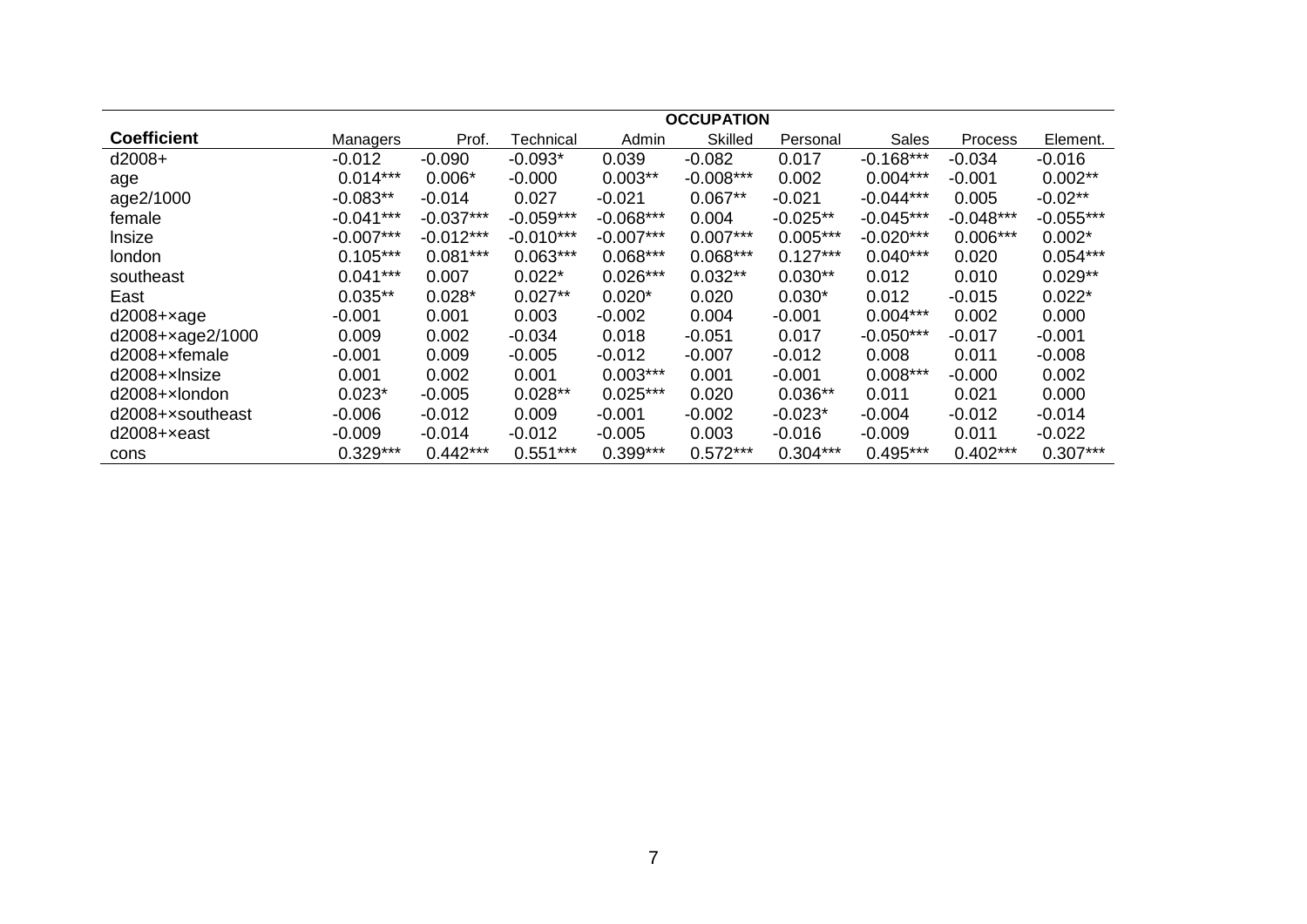| Coefficient | OCCUPATION | | | | | | | | |
|---|---|---|---|---|---|---|---|---|---|
| | Managers | Prof. | Technical | Admin | Skilled | Personal | Sales | Process | Element. |
| d2008+ | -0.012 | -0.090 | -0.093* | 0.039 | -0.082 | 0.017 | -0.168*** | -0.034 | -0.016 |
| age | 0.014*** | 0.006* | -0.000 | 0.003** | -0.008*** | 0.002 | 0.004*** | -0.001 | 0.002** |
| age2/1000 | -0.083** | -0.014 | 0.027 | -0.021 | 0.067** | -0.021 | -0.044*** | 0.005 | -0.02** |
| female | -0.041*** | -0.037*** | -0.059*** | -0.068*** | 0.004 | -0.025** | -0.045*** | -0.048*** | -0.055*** |
| lnsize | -0.007*** | -0.012*** | -0.010*** | -0.007*** | 0.007*** | 0.005*** | -0.020*** | 0.006*** | 0.002* |
| london | 0.105*** | 0.081*** | 0.063*** | 0.068*** | 0.068*** | 0.127*** | 0.040*** | 0.020 | 0.054*** |
| southeast | 0.041*** | 0.007 | 0.022* | 0.026*** | 0.032** | 0.030** | 0.012 | 0.010 | 0.029** |
| East | 0.035** | 0.028* | 0.027** | 0.020* | 0.020 | 0.030* | 0.012 | -0.015 | 0.022* |
| d2008+×age | -0.001 | 0.001 | 0.003 | -0.002 | 0.004 | -0.001 | 0.004*** | 0.002 | 0.000 |
| d2008+×age2/1000 | 0.009 | 0.002 | -0.034 | 0.018 | -0.051 | 0.017 | -0.050*** | -0.017 | -0.001 |
| d2008+×female | -0.001 | 0.009 | -0.005 | -0.012 | -0.007 | -0.012 | 0.008 | 0.011 | -0.008 |
| d2008+×lnsize | 0.001 | 0.002 | 0.001 | 0.003*** | 0.001 | -0.001 | 0.008*** | -0.000 | 0.002 |
| d2008+×london | 0.023* | -0.005 | 0.028** | 0.025*** | 0.020 | 0.036** | 0.011 | 0.021 | 0.000 |
| d2008+×southeast | -0.006 | -0.012 | 0.009 | -0.001 | -0.002 | -0.023* | -0.004 | -0.012 | -0.014 |
| d2008+×east | -0.009 | -0.014 | -0.012 | -0.005 | 0.003 | -0.016 | -0.009 | 0.011 | -0.022 |
| cons | 0.329*** | 0.442*** | 0.551*** | 0.399*** | 0.572*** | 0.304*** | 0.495*** | 0.402*** | 0.307*** |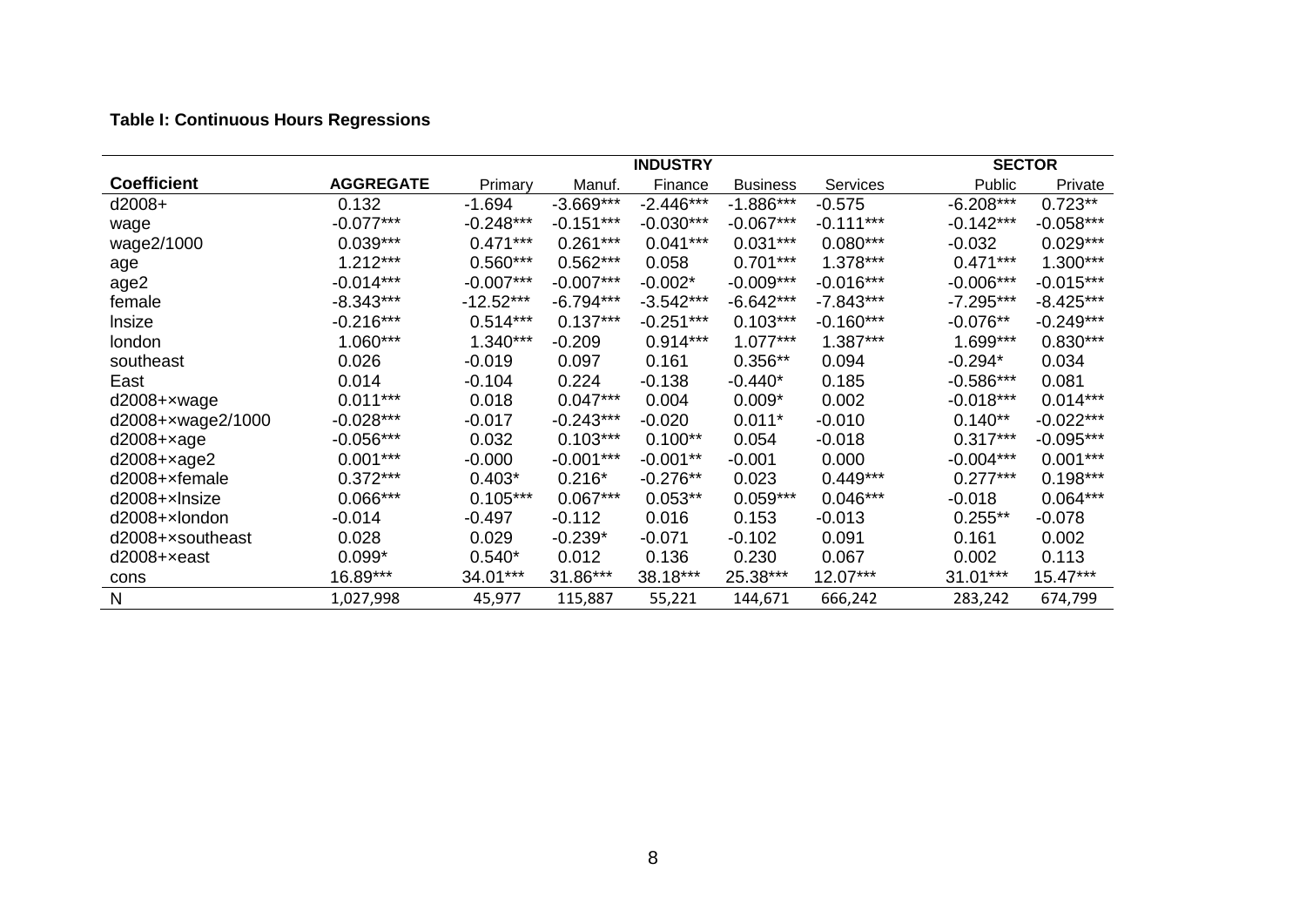**Table I: Continuous Hours Regressions**

| | | INDUSTRY | | | | | SECTOR | |
|---|---|---|---|---|---|---|---|---|
| **Coefficient** | **AGGREGATE** | Primary | Manuf. | Finance | Business | Services | Public | Private |
| d2008+ | 0.132 | -1.694 | -3.669*** | -2.446*** | -1.886*** | -0.575 | -6.208*** | 0.723** |
| wage | -0.077*** | -0.248*** | -0.151*** | -0.030*** | -0.067*** | -0.111*** | -0.142*** | -0.058*** |
| wage2/1000 | 0.039*** | 0.471*** | 0.261*** | 0.041*** | 0.031*** | 0.080*** | -0.032 | 0.029*** |
| age | 1.212*** | 0.560*** | 0.562*** | 0.058 | 0.701*** | 1.378*** | 0.471*** | 1.300*** |
| age2 | -0.014*** | -0.007*** | -0.007*** | -0.002* | -0.009*** | -0.016*** | -0.006*** | -0.015*** |
| female | -8.343*** | -12.52*** | -6.794*** | -3.542*** | -6.642*** | -7.843*** | -7.295*** | -8.425*** |
| lnsize | -0.216*** | 0.514*** | 0.137*** | -0.251*** | 0.103*** | -0.160*** | -0.076** | -0.249*** |
| london | 1.060*** | 1.340*** | -0.209 | 0.914*** | 1.077*** | 1.387*** | 1.699*** | 0.830*** |
| southeast | 0.026 | -0.019 | 0.097 | 0.161 | 0.356** | 0.094 | -0.294* | 0.034 |
| East | 0.014 | -0.104 | 0.224 | -0.138 | -0.440* | 0.185 | -0.586*** | 0.081 |
| d2008+×wage | 0.011*** | 0.018 | 0.047*** | 0.004 | 0.009* | 0.002 | -0.018*** | 0.014*** |
| d2008+×wage2/1000 | -0.028*** | -0.017 | -0.243*** | -0.020 | 0.011* | -0.010 | 0.140** | -0.022*** |
| d2008+×age | -0.056*** | 0.032 | 0.103*** | 0.100** | 0.054 | -0.018 | 0.317*** | -0.095*** |
| d2008+×age2 | 0.001*** | -0.000 | -0.001*** | -0.001** | -0.001 | 0.000 | -0.004*** | 0.001*** |
| d2008+×female | 0.372*** | 0.403* | 0.216* | -0.276** | 0.023 | 0.449*** | 0.277*** | 0.198*** |
| d2008+×lnsize | 0.066*** | 0.105*** | 0.067*** | 0.053** | 0.059*** | 0.046*** | -0.018 | 0.064*** |
| d2008+×london | -0.014 | -0.497 | -0.112 | 0.016 | 0.153 | -0.013 | 0.255** | -0.078 |
| d2008+×southeast | 0.028 | 0.029 | -0.239* | -0.071 | -0.102 | 0.091 | 0.161 | 0.002 |
| d2008+×east | 0.099* | 0.540* | 0.012 | 0.136 | 0.230 | 0.067 | 0.002 | 0.113 |
| cons | 16.89*** | 34.01*** | 31.86*** | 38.18*** | 25.38*** | 12.07*** | 31.01*** | 15.47*** |
| N | 1,027,998 | 45,977 | 115,887 | 55,221 | 144,671 | 666,242 | 283,242 | 674,799 |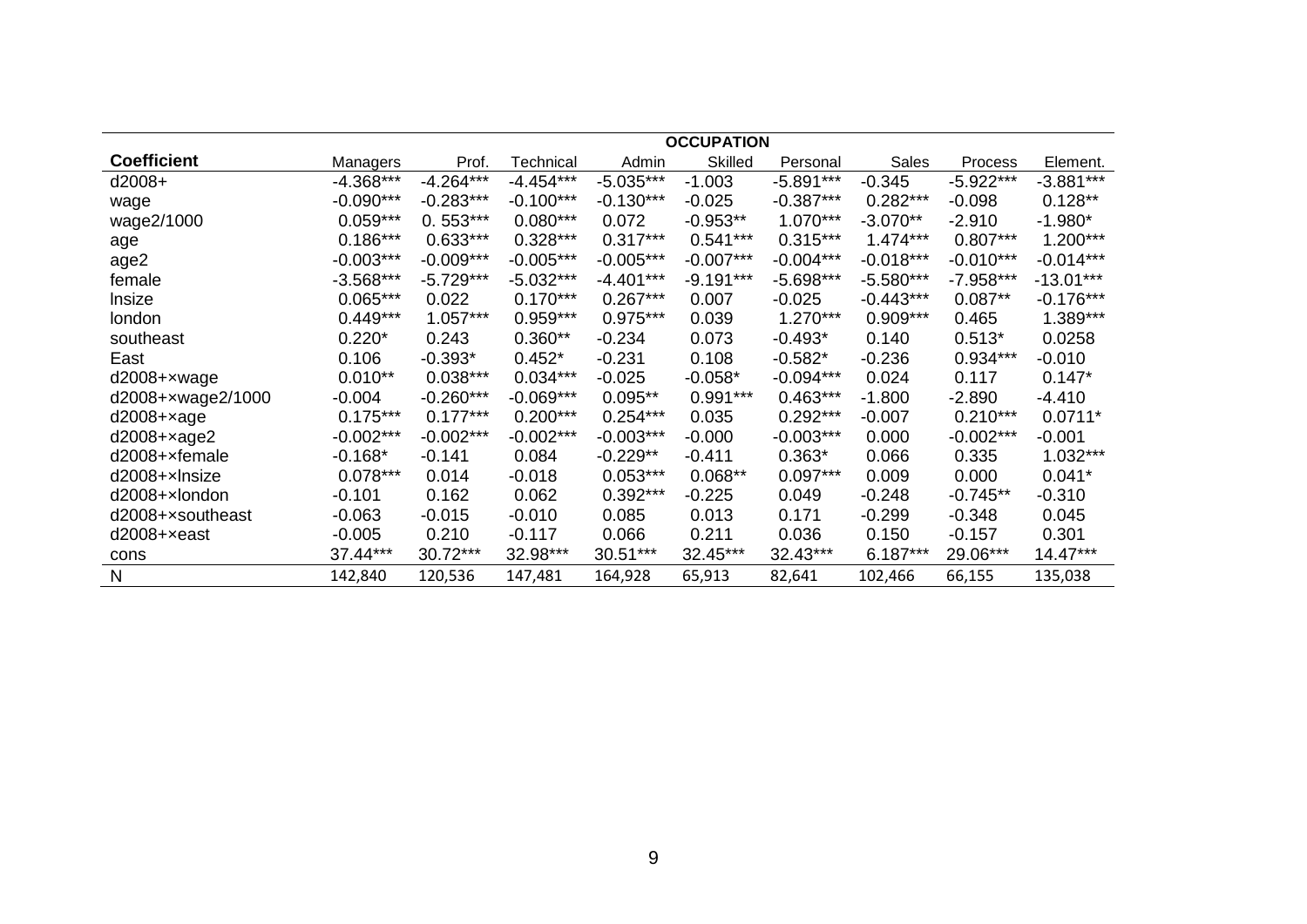| Coefficient | OCCUPATION | | | | | | | | |
|---|---|---|---|---|---|---|---|---|---|
| | Managers | Prof. | Technical | Admin | Skilled | Personal | Sales | Process | Element. |
| d2008+ | -4.368*** | -4.264*** | -4.454*** | -5.035*** | -1.003 | -5.891*** | -0.345 | -5.922*** | -3.881*** |
| wage | -0.090*** | -0.283*** | -0.100*** | -0.130*** | -0.025 | -0.387*** | 0.282*** | -0.098 | 0.128** |
| wage2/1000 | 0.059*** | 0. 553*** | 0.080*** | 0.072 | -0.953** | 1.070*** | -3.070** | -2.910 | -1.980* |
| age | 0.186*** | 0.633*** | 0.328*** | 0.317*** | 0.541*** | 0.315*** | 1.474*** | 0.807*** | 1.200*** |
| age2 | -0.003*** | -0.009*** | -0.005*** | -0.005*** | -0.007*** | -0.004*** | -0.018*** | -0.010*** | -0.014*** |
| female | -3.568*** | -5.729*** | -5.032*** | -4.401*** | -9.191*** | -5.698*** | -5.580*** | -7.958*** | -13.01*** |
| lnsize | 0.065*** | 0.022 | 0.170*** | 0.267*** | 0.007 | -0.025 | -0.443*** | 0.087** | -0.176*** |
| london | 0.449*** | 1.057*** | 0.959*** | 0.975*** | 0.039 | 1.270*** | 0.909*** | 0.465 | 1.389*** |
| southeast | 0.220* | 0.243 | 0.360** | -0.234 | 0.073 | -0.493* | 0.140 | 0.513* | 0.0258 |
| East | 0.106 | -0.393* | 0.452* | -0.231 | 0.108 | -0.582* | -0.236 | 0.934*** | -0.010 |
| d2008+×wage | 0.010** | 0.038*** | 0.034*** | -0.025 | -0.058* | -0.094*** | 0.024 | 0.117 | 0.147* |
| d2008+×wage2/1000 | -0.004 | -0.260*** | -0.069*** | 0.095** | 0.991*** | 0.463*** | -1.800 | -2.890 | -4.410 |
| d2008+×age | 0.175*** | 0.177*** | 0.200*** | 0.254*** | 0.035 | 0.292*** | -0.007 | 0.210*** | 0.0711* |
| d2008+×age2 | -0.002*** | -0.002*** | -0.002*** | -0.003*** | -0.000 | -0.003*** | 0.000 | -0.002*** | -0.001 |
| d2008+×female | -0.168* | -0.141 | 0.084 | -0.229** | -0.411 | 0.363* | 0.066 | 0.335 | 1.032*** |
| d2008+×lnsize | 0.078*** | 0.014 | -0.018 | 0.053*** | 0.068** | 0.097*** | 0.009 | 0.000 | 0.041* |
| d2008+×london | -0.101 | 0.162 | 0.062 | 0.392*** | -0.225 | 0.049 | -0.248 | -0.745** | -0.310 |
| d2008+×southeast | -0.063 | -0.015 | -0.010 | 0.085 | 0.013 | 0.171 | -0.299 | -0.348 | 0.045 |
| d2008+×east | -0.005 | 0.210 | -0.117 | 0.066 | 0.211 | 0.036 | 0.150 | -0.157 | 0.301 |
| cons | 37.44*** | 30.72*** | 32.98*** | 30.51*** | 32.45*** | 32.43*** | 6.187*** | 29.06*** | 14.47*** |
| N | 142,840 | 120,536 | 147,481 | 164,928 | 65,913 | 82,641 | 102,466 | 66,155 | 135,038 |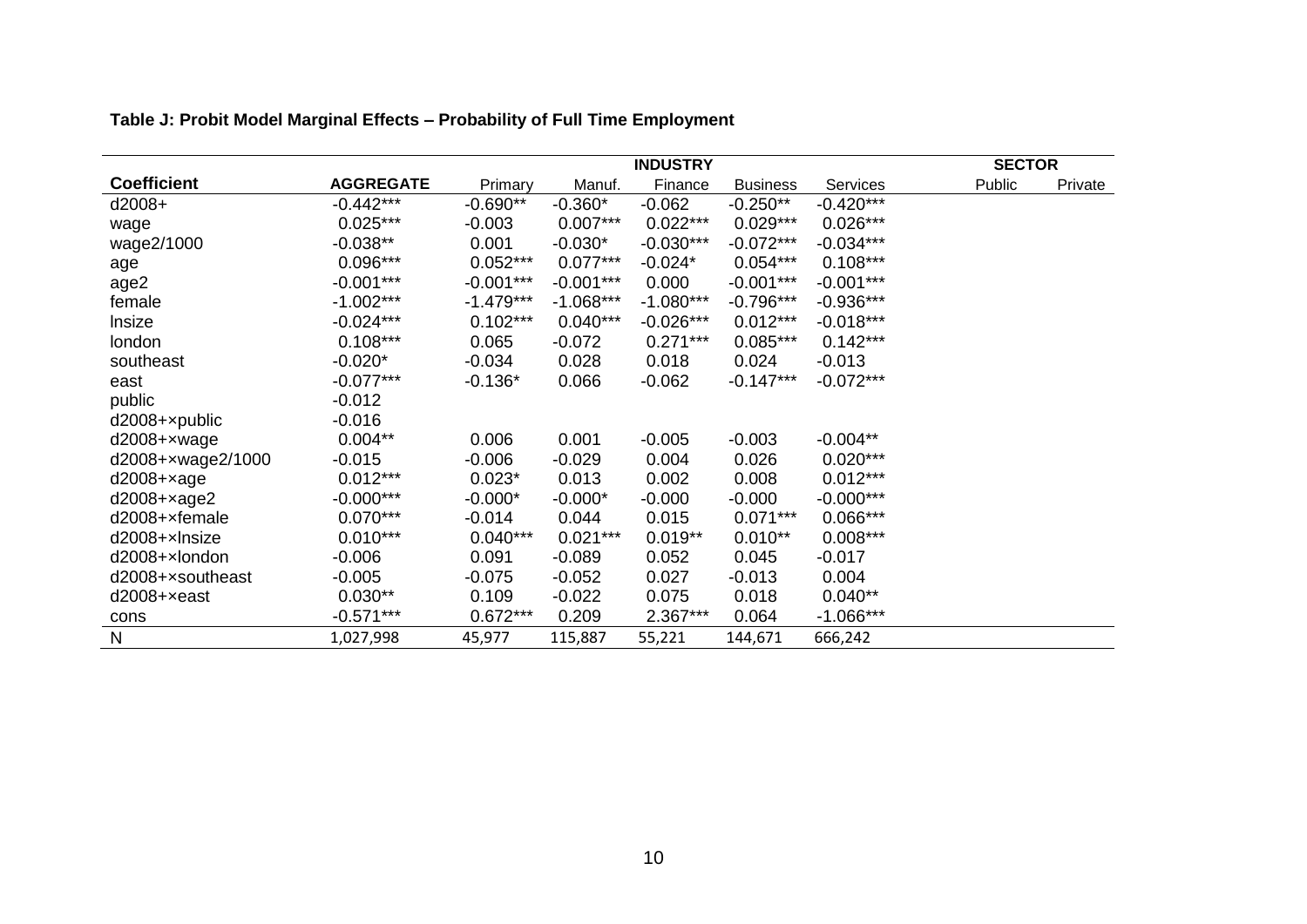**Table J: Probit Model Marginal Effects – Probability of Full Time Employment**

| | | INDUSTRY | | | | | SECTOR | |
|---|---|---|---|---|---|---|---|---|
| **Coefficient** | **AGGREGATE** | Primary | Manuf. | Finance | Business | Services | Public | Private |
| d2008+ | -0.442*** | -0.690** | -0.360* | -0.062 | -0.250** | -0.420*** | | |
| wage | 0.025*** | -0.003 | 0.007*** | 0.022*** | 0.029*** | 0.026*** | | |
| wage2/1000 | -0.038** | 0.001 | -0.030* | -0.030*** | -0.072*** | -0.034*** | | |
| age | 0.096*** | 0.052*** | 0.077*** | -0.024* | 0.054*** | 0.108*** | | |
| age2 | -0.001*** | -0.001*** | -0.001*** | 0.000 | -0.001*** | -0.001*** | | |
| female | -1.002*** | -1.479*** | -1.068*** | -1.080*** | -0.796*** | -0.936*** | | |
| lnsize | -0.024*** | 0.102*** | 0.040*** | -0.026*** | 0.012*** | -0.018*** | | |
| london | 0.108*** | 0.065 | -0.072 | 0.271*** | 0.085*** | 0.142*** | | |
| southeast | -0.020* | -0.034 | 0.028 | 0.018 | 0.024 | -0.013 | | |
| east | -0.077*** | -0.136* | 0.066 | -0.062 | -0.147*** | -0.072*** | | |
| public | -0.012 | | | | | | | |
| d2008+×public | -0.016 | | | | | | | |
| d2008+×wage | 0.004** | 0.006 | 0.001 | -0.005 | -0.003 | -0.004** | | |
| d2008+×wage2/1000 | -0.015 | -0.006 | -0.029 | 0.004 | 0.026 | 0.020*** | | |
| d2008+×age | 0.012*** | 0.023* | 0.013 | 0.002 | 0.008 | 0.012*** | | |
| d2008+×age2 | -0.000*** | -0.000* | -0.000* | -0.000 | -0.000 | -0.000*** | | |
| d2008+×female | 0.070*** | -0.014 | 0.044 | 0.015 | 0.071*** | 0.066*** | | |
| d2008+×lnsize | 0.010*** | 0.040*** | 0.021*** | 0.019** | 0.010** | 0.008*** | | |
| d2008+×london | -0.006 | 0.091 | -0.089 | 0.052 | 0.045 | -0.017 | | |
| d2008+×southeast | -0.005 | -0.075 | -0.052 | 0.027 | -0.013 | 0.004 | | |
| d2008+×east | 0.030** | 0.109 | -0.022 | 0.075 | 0.018 | 0.040** | | |
| cons | -0.571*** | 0.672*** | 0.209 | 2.367*** | 0.064 | -1.066*** | | |
| N | 1,027,998 | 45,977 | 115,887 | 55,221 | 144,671 | 666,242 | | |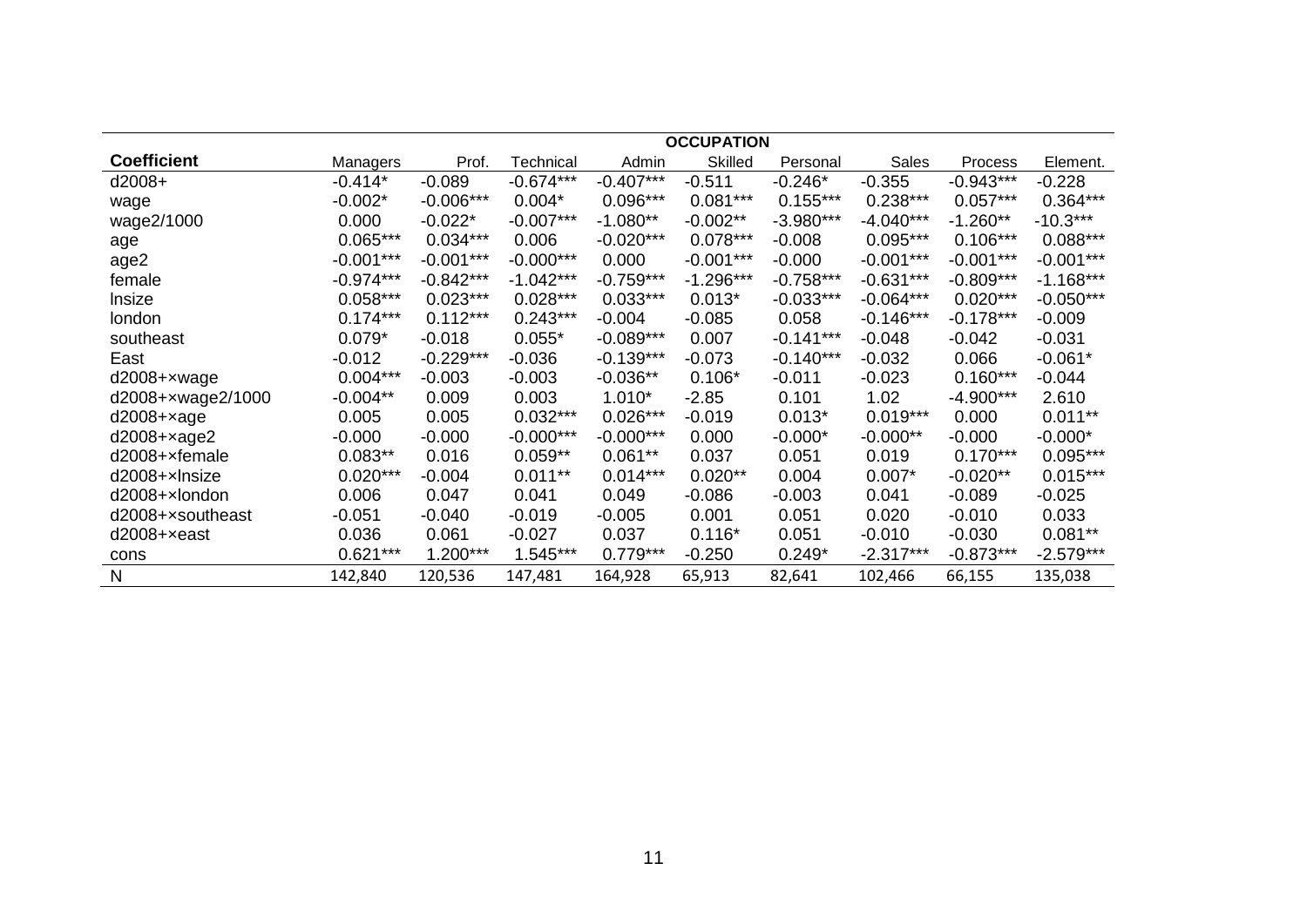| | OCCUPATION | | | | | | | | |
|---|---|---|---|---|---|---|---|---|---|
| **Coefficient** | Managers | Prof. | Technical | Admin | Skilled | Personal | Sales | Process | Element. |
| d2008+ | -0.414* | -0.089 | -0.674*** | -0.407*** | -0.511 | -0.246* | -0.355 | -0.943*** | -0.228 |
| wage | -0.002* | -0.006*** | 0.004* | 0.096*** | 0.081*** | 0.155*** | 0.238*** | 0.057*** | 0.364*** |
| wage2/1000 | 0.000 | -0.022* | -0.007*** | -1.080** | -0.002** | -3.980*** | -4.040*** | -1.260** | -10.3*** |
| age | 0.065*** | 0.034*** | 0.006 | -0.020*** | 0.078*** | -0.008 | 0.095*** | 0.106*** | 0.088*** |
| age2 | -0.001*** | -0.001*** | -0.000*** | 0.000 | -0.001*** | -0.000 | -0.001*** | -0.001*** | -0.001*** |
| female | -0.974*** | -0.842*** | -1.042*** | -0.759*** | -1.296*** | -0.758*** | -0.631*** | -0.809*** | -1.168*** |
| lnsize | 0.058*** | 0.023*** | 0.028*** | 0.033*** | 0.013* | -0.033*** | -0.064*** | 0.020*** | -0.050*** |
| london | 0.174*** | 0.112*** | 0.243*** | -0.004 | -0.085 | 0.058 | -0.146*** | -0.178*** | -0.009 |
| southeast | 0.079* | -0.018 | 0.055* | -0.089*** | 0.007 | -0.141*** | -0.048 | -0.042 | -0.031 |
| East | -0.012 | -0.229*** | -0.036 | -0.139*** | -0.073 | -0.140*** | -0.032 | 0.066 | -0.061* |
| d2008+×wage | 0.004*** | -0.003 | -0.003 | -0.036** | 0.106* | -0.011 | -0.023 | 0.160*** | -0.044 |
| d2008+×wage2/1000 | -0.004** | 0.009 | 0.003 | 1.010* | -2.85 | 0.101 | 1.02 | -4.900*** | 2.610 |
| d2008+×age | 0.005 | 0.005 | 0.032*** | 0.026*** | -0.019 | 0.013* | 0.019*** | 0.000 | 0.011** |
| d2008+×age2 | -0.000 | -0.000 | -0.000*** | -0.000*** | 0.000 | -0.000* | -0.000** | -0.000 | -0.000* |
| d2008+×female | 0.083** | 0.016 | 0.059** | 0.061** | 0.037 | 0.051 | 0.019 | 0.170*** | 0.095*** |
| d2008+×lnsize | 0.020*** | -0.004 | 0.011** | 0.014*** | 0.020** | 0.004 | 0.007* | -0.020** | 0.015*** |
| d2008+×london | 0.006 | 0.047 | 0.041 | 0.049 | -0.086 | -0.003 | 0.041 | -0.089 | -0.025 |
| d2008+×southeast | -0.051 | -0.040 | -0.019 | -0.005 | 0.001 | 0.051 | 0.020 | -0.010 | 0.033 |
| d2008+×east | 0.036 | 0.061 | -0.027 | 0.037 | 0.116* | 0.051 | -0.010 | -0.030 | 0.081** |
| cons | 0.621*** | 1.200*** | 1.545*** | 0.779*** | -0.250 | 0.249* | -2.317*** | -0.873*** | -2.579*** |
| N | 142,840 | 120,536 | 147,481 | 164,928 | 65,913 | 82,641 | 102,466 | 66,155 | 135,038 |